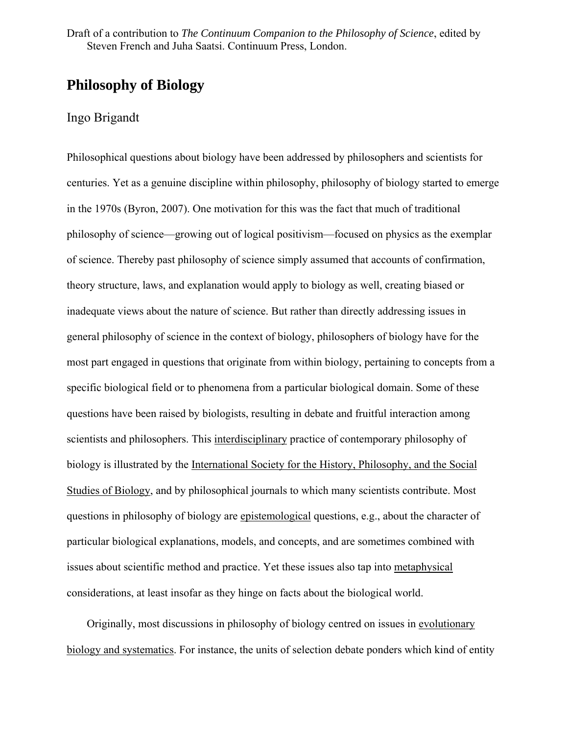Draft of a contribution to *The Continuum Companion to the Philosophy of Science*, edited by Steven French and Juha Saatsi. Continuum Press, London.

# Philosophy of Biology

Ingo Brigandt

Philosophical questions about biology have been addressed by philosophers and scientists for centuries. Yet as a genuine discipline within philosophy, philosophy of biology started to emerge in the 1970s (Byron, 2007). One motivation for this was the fact that much of traditional philosophy of science—growing out of logical positivism—focused on physics as the exemplar of science. Thereby past philosophy of science simply assumed that accounts of confirmation, theory structure, laws, and explanation would apply to biology as well, creating biased or inadequate views about the nature of science. But rather than directly addressing issues in general philosophy of science in the context of biology, philosophers of biology have for the most part engaged in questions that originate from within biology, pertaining to concepts from a specific biological field or to phenomena from a particular biological domain. Some of these questions have been raised by biologists, resulting in debate and fruitful interaction among scientists and philosophers. This interdisciplinary practice of contemporary philosophy of biology is illustrated by the International Society for the History, Philosophy, and the Social Studies of Biology, and by philosophical journals to which many scientists contribute. Most questions in philosophy of biology are epistemological questions, e.g., about the character of particular biological explanations, models, and concepts, and are sometimes combined with issues about scientific method and practice. Yet these issues also tap into metaphysical considerations, at least insofar as they hinge on facts about the biological world.

Originally, most discussions in philosophy of biology centred on issues in evolutionary biology and systematics. For instance, the units of selection debate ponders which kind of entity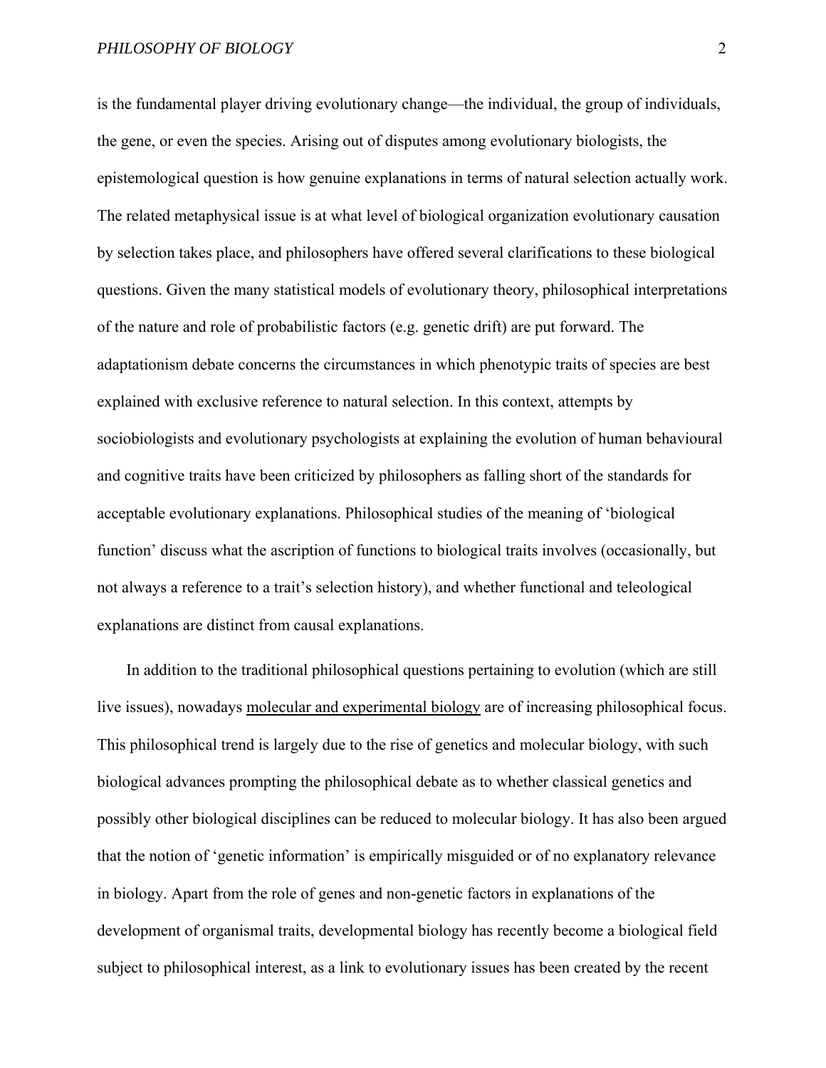is the fundamental player driving evolutionary change—the individual, the group of individuals, the gene, or even the species. Arising out of disputes among evolutionary biologists, the epistemological question is how genuine explanations in terms of natural selection actually work. The related metaphysical issue is at what level of biological organization evolutionary causation by selection takes place, and philosophers have offered several clarifications to these biological questions. Given the many statistical models of evolutionary theory, philosophical interpretations of the nature and role of probabilistic factors (e.g. genetic drift) are put forward. The adaptationism debate concerns the circumstances in which phenotypic traits of species are best explained with exclusive reference to natural selection. In this context, attempts by sociobiologists and evolutionary psychologists at explaining the evolution of human behavioural and cognitive traits have been criticized by philosophers as falling short of the standards for acceptable evolutionary explanations. Philosophical studies of the meaning of 'biological function' discuss what the ascription of functions to biological traits involves (occasionally, but not always a reference to a trait's selection history), and whether functional and teleological explanations are distinct from causal explanations.

In addition to the traditional philosophical questions pertaining to evolution (which are still live issues), nowadays molecular and experimental biology are of increasing philosophical focus. This philosophical trend is largely due to the rise of genetics and molecular biology, with such biological advances prompting the philosophical debate as to whether classical genetics and possibly other biological disciplines can be reduced to molecular biology. It has also been argued that the notion of 'genetic information' is empirically misguided or of no explanatory relevance in biology. Apart from the role of genes and non-genetic factors in explanations of the development of organismal traits, developmental biology has recently become a biological field subject to philosophical interest, as a link to evolutionary issues has been created by the recent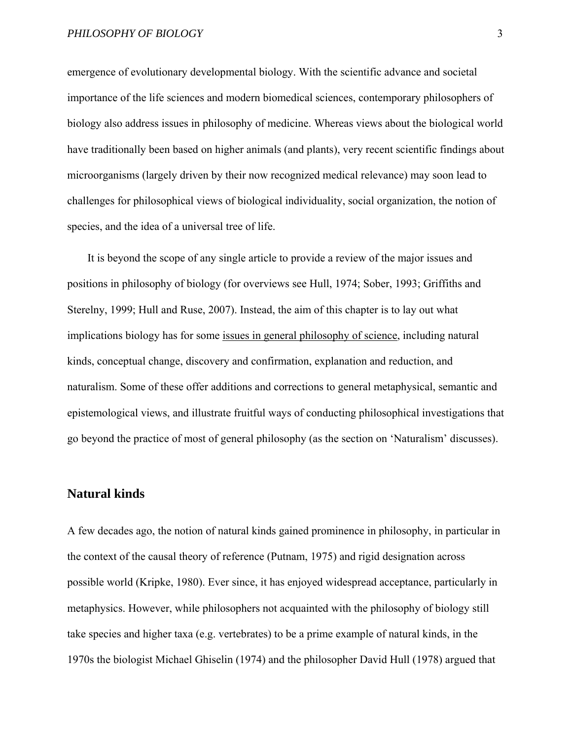emergence of evolutionary developmental biology. With the scientific advance and societal importance of the life sciences and modern biomedical sciences, contemporary philosophers of biology also address issues in philosophy of medicine. Whereas views about the biological world have traditionally been based on higher animals (and plants), very recent scientific findings about microorganisms (largely driven by their now recognized medical relevance) may soon lead to challenges for philosophical views of biological individuality, social organization, the notion of species, and the idea of a universal tree of life.

It is beyond the scope of any single article to provide a review of the major issues and positions in philosophy of biology (for overviews see Hull, 1974; Sober, 1993; Griffiths and Sterelny, 1999; Hull and Ruse, 2007). Instead, the aim of this chapter is to lay out what implications biology has for some issues in general philosophy of science, including natural kinds, conceptual change, discovery and confirmation, explanation and reduction, and naturalism. Some of these offer additions and corrections to general metaphysical, semantic and epistemological views, and illustrate fruitful ways of conducting philosophical investigations that go beyond the practice of most of general philosophy (as the section on 'Naturalism' discusses).

## Natural kinds

A few decades ago, the notion of natural kinds gained prominence in philosophy, in particular in the context of the causal theory of reference (Putnam, 1975) and rigid designation across possible world (Kripke, 1980). Ever since, it has enjoyed widespread acceptance, particularly in metaphysics. However, while philosophers not acquainted with the philosophy of biology still take species and higher taxa (e.g. vertebrates) to be a prime example of natural kinds, in the 1970s the biologist Michael Ghiselin (1974) and the philosopher David Hull (1978) argued that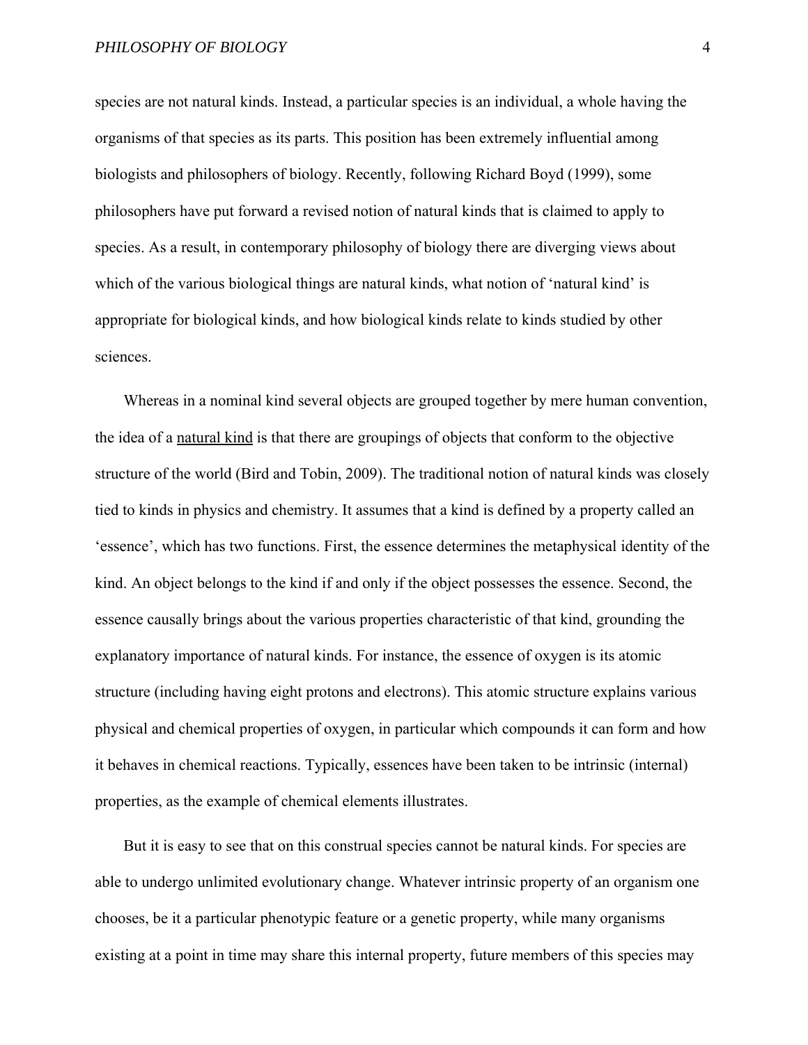species are not natural kinds. Instead, a particular species is an individual, a whole having the organisms of that species as its parts. This position has been extremely influential among biologists and philosophers of biology. Recently, following Richard Boyd (1999), some philosophers have put forward a revised notion of natural kinds that is claimed to apply to species. As a result, in contemporary philosophy of biology there are diverging views about which of the various biological things are natural kinds, what notion of 'natural kind' is appropriate for biological kinds, and how biological kinds relate to kinds studied by other sciences.

Whereas in a nominal kind several objects are grouped together by mere human convention, the idea of a natural kind is that there are groupings of objects that conform to the objective structure of the world (Bird and Tobin, 2009). The traditional notion of natural kinds was closely tied to kinds in physics and chemistry. It assumes that a kind is defined by a property called an 'essence', which has two functions. First, the essence determines the metaphysical identity of the kind. An object belongs to the kind if and only if the object possesses the essence. Second, the essence causally brings about the various properties characteristic of that kind, grounding the explanatory importance of natural kinds. For instance, the essence of oxygen is its atomic structure (including having eight protons and electrons). This atomic structure explains various physical and chemical properties of oxygen, in particular which compounds it can form and how it behaves in chemical reactions. Typically, essences have been taken to be intrinsic (internal) properties, as the example of chemical elements illustrates.

But it is easy to see that on this construal species cannot be natural kinds. For species are able to undergo unlimited evolutionary change. Whatever intrinsic property of an organism one chooses, be it a particular phenotypic feature or a genetic property, while many organisms existing at a point in time may share this internal property, future members of this species may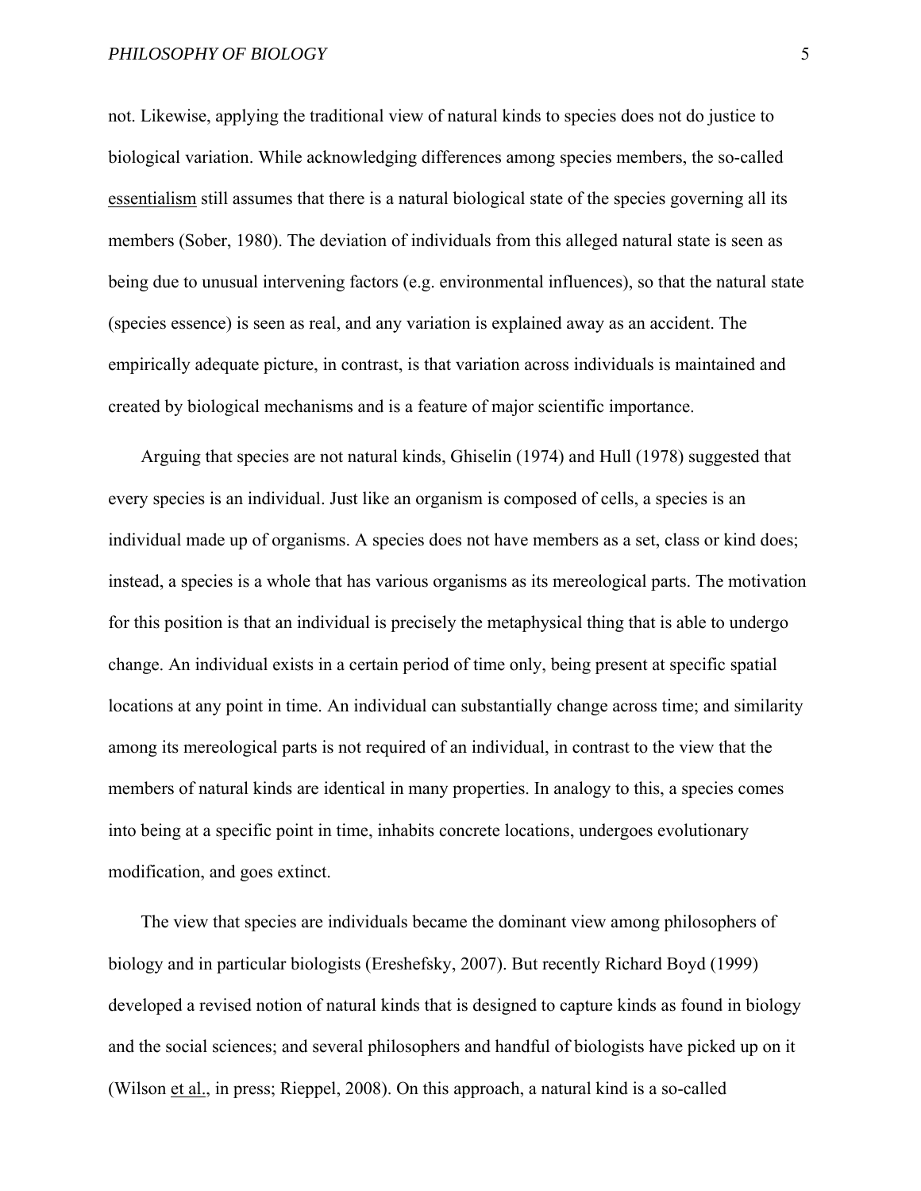not. Likewise, applying the traditional view of natural kinds to species does not do justice to biological variation. While acknowledging differences among species members, the so-called essentialism still assumes that there is a natural biological state of the species governing all its members (Sober, 1980). The deviation of individuals from this alleged natural state is seen as being due to unusual intervening factors (e.g. environmental influences), so that the natural state (species essence) is seen as real, and any variation is explained away as an accident. The empirically adequate picture, in contrast, is that variation across individuals is maintained and created by biological mechanisms and is a feature of major scientific importance.

Arguing that species are not natural kinds, Ghiselin (1974) and Hull (1978) suggested that every species is an individual. Just like an organism is composed of cells, a species is an individual made up of organisms. A species does not have members as a set, class or kind does; instead, a species is a whole that has various organisms as its mereological parts. The motivation for this position is that an individual is precisely the metaphysical thing that is able to undergo change. An individual exists in a certain period of time only, being present at specific spatial locations at any point in time. An individual can substantially change across time; and similarity among its mereological parts is not required of an individual, in contrast to the view that the members of natural kinds are identical in many properties. In analogy to this, a species comes into being at a specific point in time, inhabits concrete locations, undergoes evolutionary modification, and goes extinct.

The view that species are individuals became the dominant view among philosophers of biology and in particular biologists (Ereshefsky, 2007). But recently Richard Boyd (1999) developed a revised notion of natural kinds that is designed to capture kinds as found in biology and the social sciences; and several philosophers and handful of biologists have picked up on it (Wilson et al., in press; Rieppel, 2008). On this approach, a natural kind is a so-called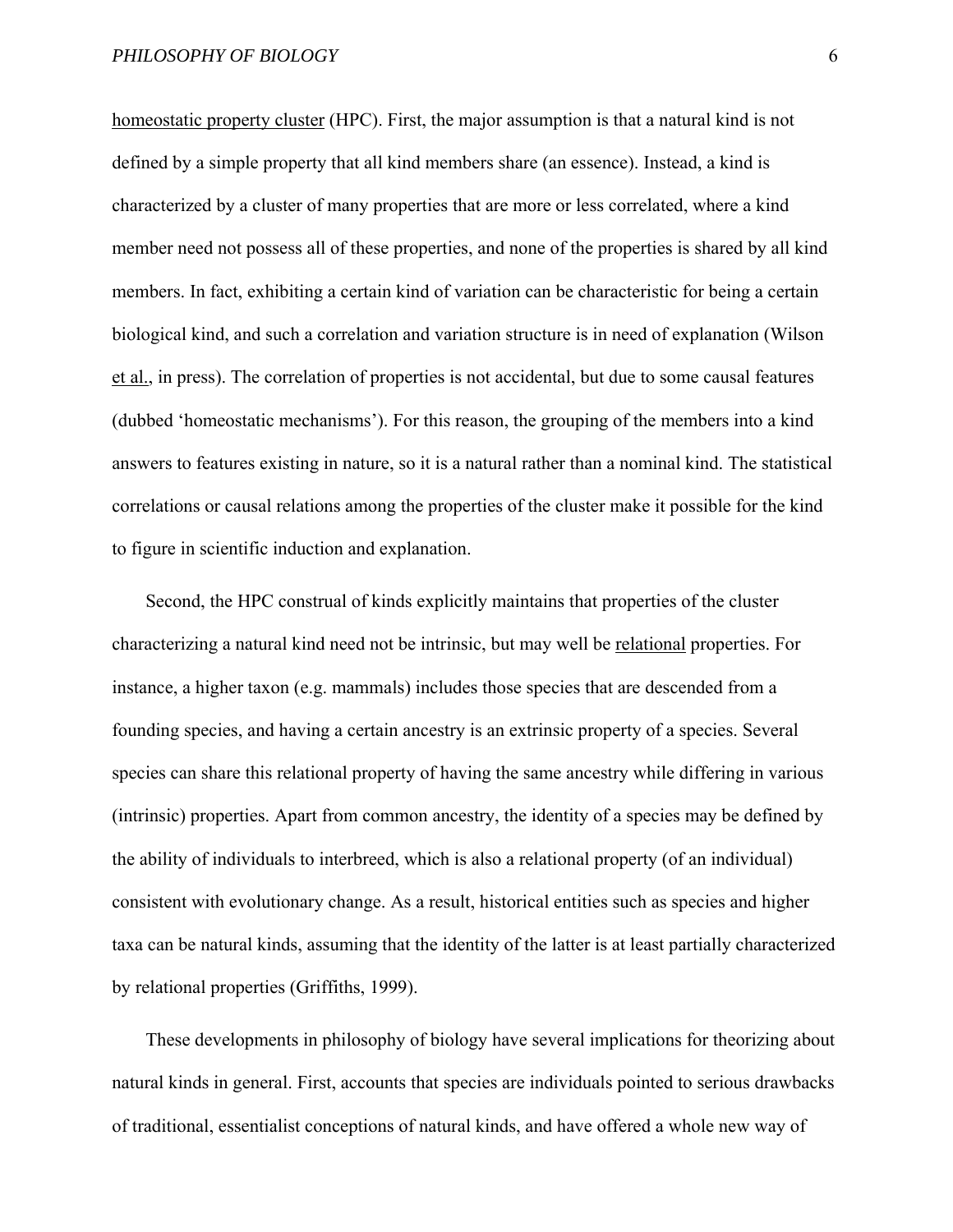homeostatic property cluster (HPC). First, the major assumption is that a natural kind is not defined by a simple property that all kind members share (an essence). Instead, a kind is characterized by a cluster of many properties that are more or less correlated, where a kind member need not possess all of these properties, and none of the properties is shared by all kind members. In fact, exhibiting a certain kind of variation can be characteristic for being a certain biological kind, and such a correlation and variation structure is in need of explanation (Wilson et al., in press). The correlation of properties is not accidental, but due to some causal features (dubbed 'homeostatic mechanisms'). For this reason, the grouping of the members into a kind answers to features existing in nature, so it is a natural rather than a nominal kind. The statistical correlations or causal relations among the properties of the cluster make it possible for the kind to figure in scientific induction and explanation.

Second, the HPC construal of kinds explicitly maintains that properties of the cluster characterizing a natural kind need not be intrinsic, but may well be relational properties. For instance, a higher taxon (e.g. mammals) includes those species that are descended from a founding species, and having a certain ancestry is an extrinsic property of a species. Several species can share this relational property of having the same ancestry while differing in various (intrinsic) properties. Apart from common ancestry, the identity of a species may be defined by the ability of individuals to interbreed, which is also a relational property (of an individual) consistent with evolutionary change. As a result, historical entities such as species and higher taxa can be natural kinds, assuming that the identity of the latter is at least partially characterized by relational properties (Griffiths, 1999).

These developments in philosophy of biology have several implications for theorizing about natural kinds in general. First, accounts that species are individuals pointed to serious drawbacks of traditional, essentialist conceptions of natural kinds, and have offered a whole new way of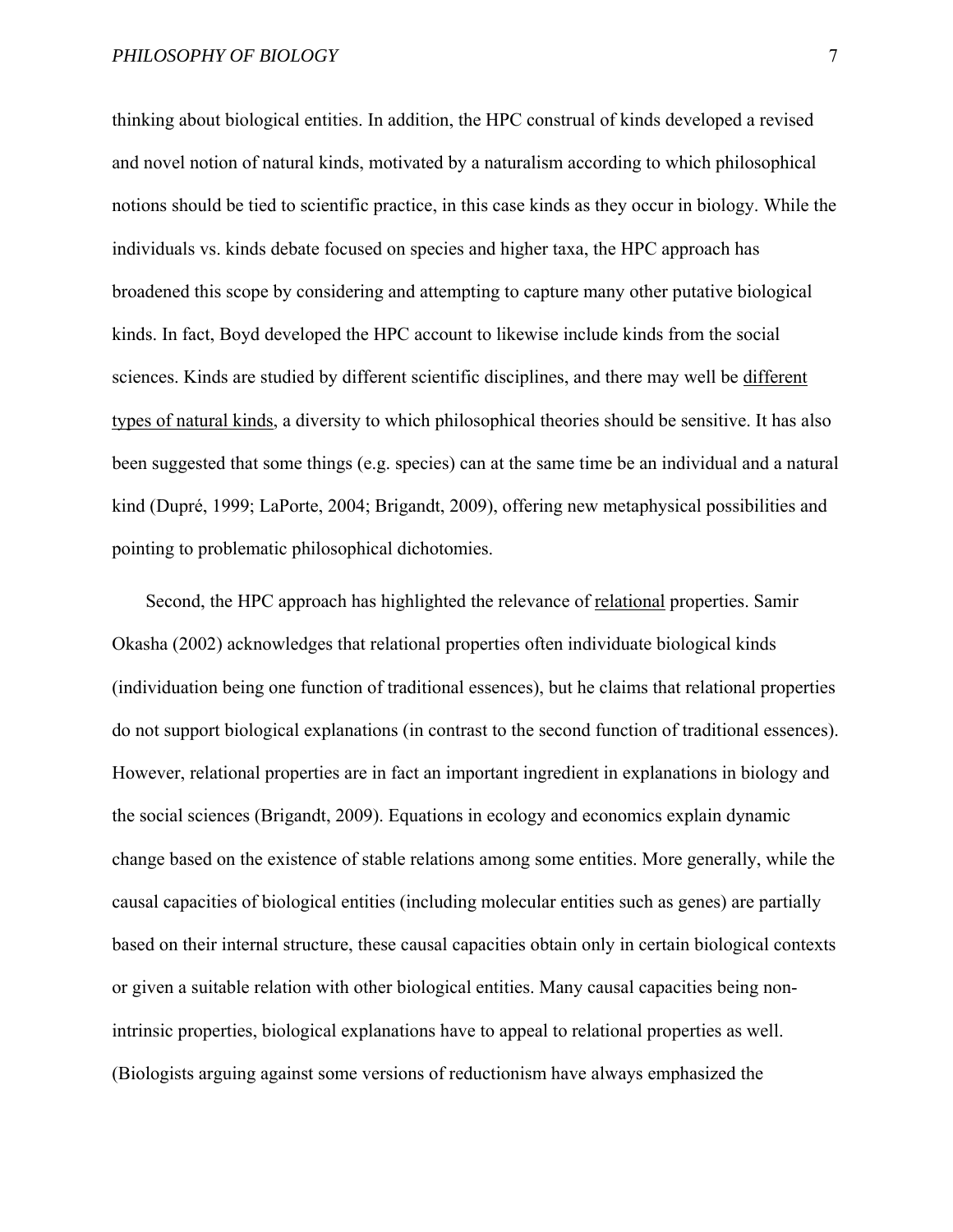thinking about biological entities. In addition, the HPC construal of kinds developed a revised and novel notion of natural kinds, motivated by a naturalism according to which philosophical notions should be tied to scientific practice, in this case kinds as they occur in biology. While the individuals vs. kinds debate focused on species and higher taxa, the HPC approach has broadened this scope by considering and attempting to capture many other putative biological kinds. In fact, Boyd developed the HPC account to likewise include kinds from the social sciences. Kinds are studied by different scientific disciplines, and there may well be <u>different types of natural kinds</u>, a diversity to which philosophical theories should be sensitive. It has also been suggested that some things (e.g. species) can at the same time be an individual and a natural kind (Dupré, 1999; LaPorte, 2004; Brigandt, 2009), offering new metaphysical possibilities and pointing to problematic philosophical dichotomies.

Second, the HPC approach has highlighted the relevance of <u>relational</u> properties. Samir Okasha (2002) acknowledges that relational properties often individuate biological kinds (individuation being one function of traditional essences), but he claims that relational properties do not support biological explanations (in contrast to the second function of traditional essences). However, relational properties are in fact an important ingredient in explanations in biology and the social sciences (Brigandt, 2009). Equations in ecology and economics explain dynamic change based on the existence of stable relations among some entities. More generally, while the causal capacities of biological entities (including molecular entities such as genes) are partially based on their internal structure, these causal capacities obtain only in certain biological contexts or given a suitable relation with other biological entities. Many causal capacities being non-intrinsic properties, biological explanations have to appeal to relational properties as well. (Biologists arguing against some versions of reductionism have always emphasized the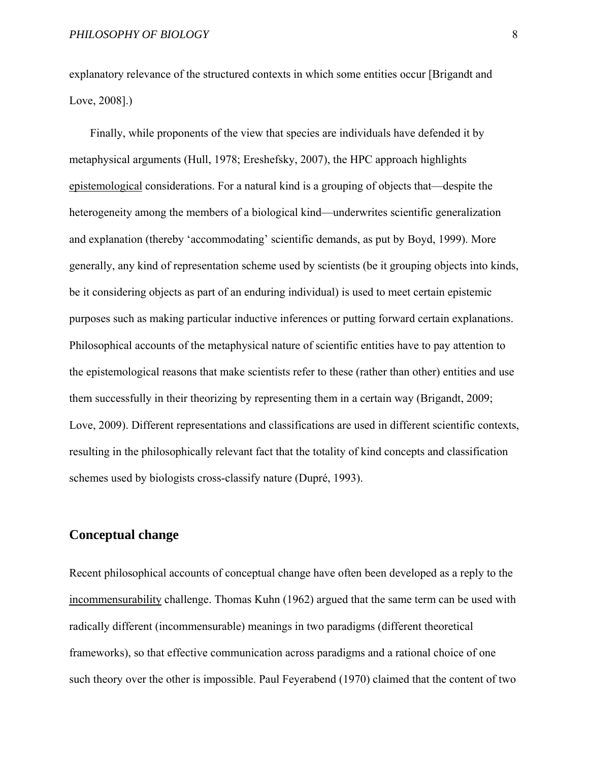explanatory relevance of the structured contexts in which some entities occur [Brigandt and Love, 2008].)

Finally, while proponents of the view that species are individuals have defended it by metaphysical arguments (Hull, 1978; Ereshefsky, 2007), the HPC approach highlights epistemological considerations. For a natural kind is a grouping of objects that—despite the heterogeneity among the members of a biological kind—underwrites scientific generalization and explanation (thereby 'accommodating' scientific demands, as put by Boyd, 1999). More generally, any kind of representation scheme used by scientists (be it grouping objects into kinds, be it considering objects as part of an enduring individual) is used to meet certain epistemic purposes such as making particular inductive inferences or putting forward certain explanations. Philosophical accounts of the metaphysical nature of scientific entities have to pay attention to the epistemological reasons that make scientists refer to these (rather than other) entities and use them successfully in their theorizing by representing them in a certain way (Brigandt, 2009; Love, 2009). Different representations and classifications are used in different scientific contexts, resulting in the philosophically relevant fact that the totality of kind concepts and classification schemes used by biologists cross-classify nature (Dupré, 1993).

## Conceptual change

Recent philosophical accounts of conceptual change have often been developed as a reply to the incommensurability challenge. Thomas Kuhn (1962) argued that the same term can be used with radically different (incommensurable) meanings in two paradigms (different theoretical frameworks), so that effective communication across paradigms and a rational choice of one such theory over the other is impossible. Paul Feyerabend (1970) claimed that the content of two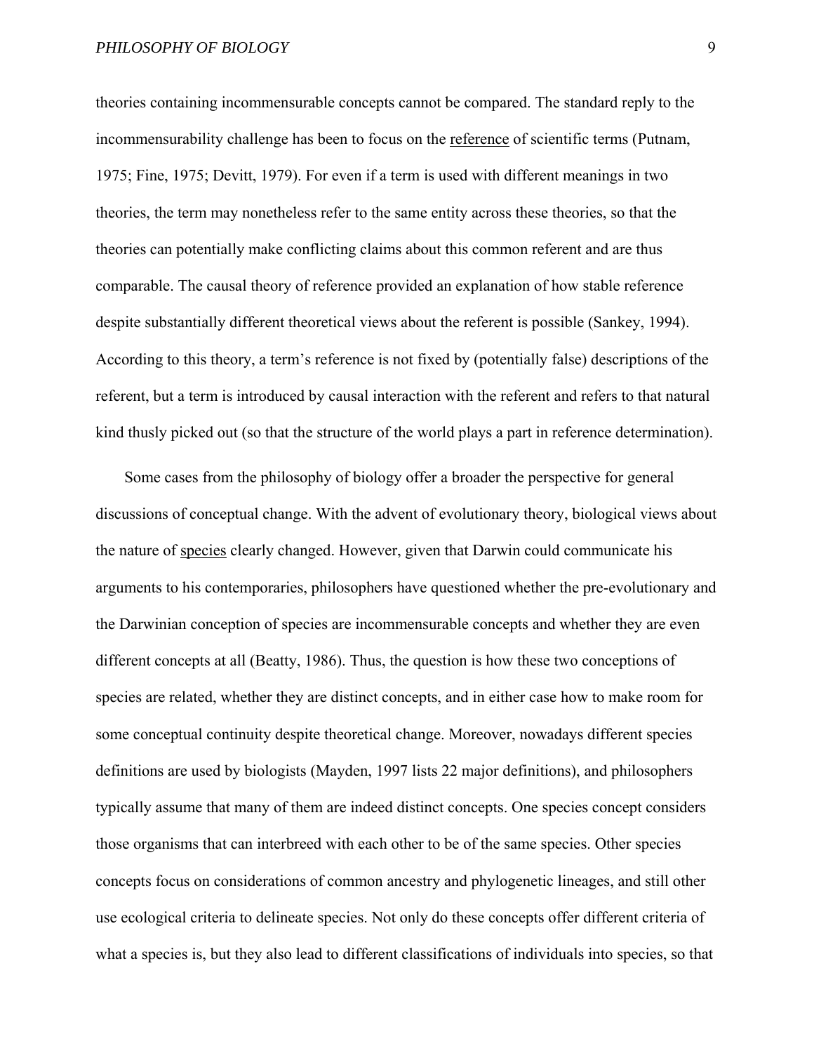theories containing incommensurable concepts cannot be compared. The standard reply to the incommensurability challenge has been to focus on the reference of scientific terms (Putnam, 1975; Fine, 1975; Devitt, 1979). For even if a term is used with different meanings in two theories, the term may nonetheless refer to the same entity across these theories, so that the theories can potentially make conflicting claims about this common referent and are thus comparable. The causal theory of reference provided an explanation of how stable reference despite substantially different theoretical views about the referent is possible (Sankey, 1994). According to this theory, a term's reference is not fixed by (potentially false) descriptions of the referent, but a term is introduced by causal interaction with the referent and refers to that natural kind thusly picked out (so that the structure of the world plays a part in reference determination).

Some cases from the philosophy of biology offer a broader the perspective for general discussions of conceptual change. With the advent of evolutionary theory, biological views about the nature of species clearly changed. However, given that Darwin could communicate his arguments to his contemporaries, philosophers have questioned whether the pre-evolutionary and the Darwinian conception of species are incommensurable concepts and whether they are even different concepts at all (Beatty, 1986). Thus, the question is how these two conceptions of species are related, whether they are distinct concepts, and in either case how to make room for some conceptual continuity despite theoretical change. Moreover, nowadays different species definitions are used by biologists (Mayden, 1997 lists 22 major definitions), and philosophers typically assume that many of them are indeed distinct concepts. One species concept considers those organisms that can interbreed with each other to be of the same species. Other species concepts focus on considerations of common ancestry and phylogenetic lineages, and still other use ecological criteria to delineate species. Not only do these concepts offer different criteria of what a species is, but they also lead to different classifications of individuals into species, so that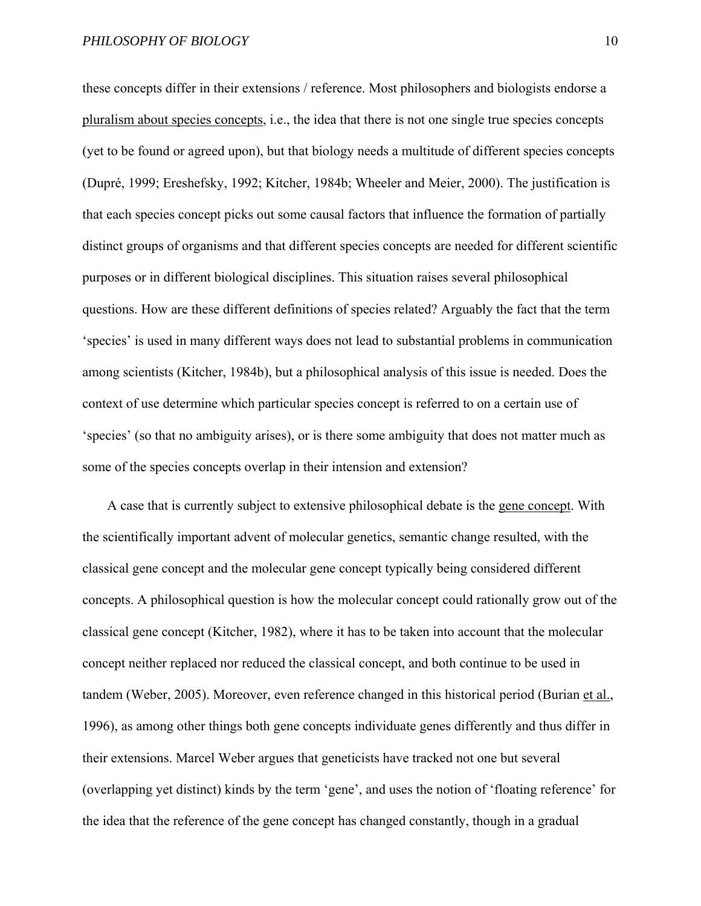these concepts differ in their extensions / reference. Most philosophers and biologists endorse a pluralism about species concepts, i.e., the idea that there is not one single true species concepts (yet to be found or agreed upon), but that biology needs a multitude of different species concepts (Dupré, 1999; Ereshefsky, 1992; Kitcher, 1984b; Wheeler and Meier, 2000). The justification is that each species concept picks out some causal factors that influence the formation of partially distinct groups of organisms and that different species concepts are needed for different scientific purposes or in different biological disciplines. This situation raises several philosophical questions. How are these different definitions of species related? Arguably the fact that the term 'species' is used in many different ways does not lead to substantial problems in communication among scientists (Kitcher, 1984b), but a philosophical analysis of this issue is needed. Does the context of use determine which particular species concept is referred to on a certain use of 'species' (so that no ambiguity arises), or is there some ambiguity that does not matter much as some of the species concepts overlap in their intension and extension?

A case that is currently subject to extensive philosophical debate is the gene concept. With the scientifically important advent of molecular genetics, semantic change resulted, with the classical gene concept and the molecular gene concept typically being considered different concepts. A philosophical question is how the molecular concept could rationally grow out of the classical gene concept (Kitcher, 1982), where it has to be taken into account that the molecular concept neither replaced nor reduced the classical concept, and both continue to be used in tandem (Weber, 2005). Moreover, even reference changed in this historical period (Burian et al., 1996), as among other things both gene concepts individuate genes differently and thus differ in their extensions. Marcel Weber argues that geneticists have tracked not one but several (overlapping yet distinct) kinds by the term 'gene', and uses the notion of 'floating reference' for the idea that the reference of the gene concept has changed constantly, though in a gradual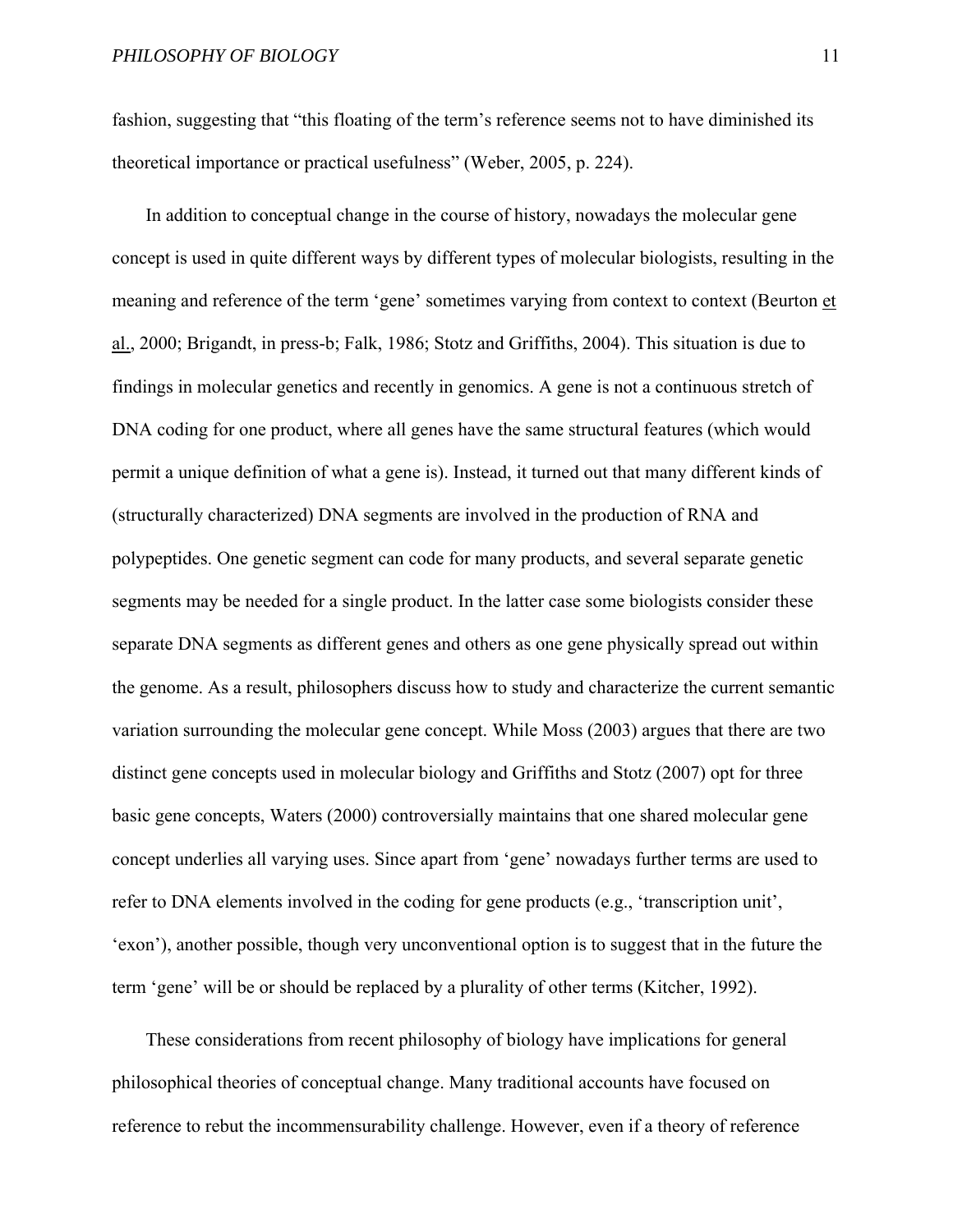fashion, suggesting that "this floating of the term's reference seems not to have diminished its theoretical importance or practical usefulness" (Weber, 2005, p. 224).

In addition to conceptual change in the course of history, nowadays the molecular gene concept is used in quite different ways by different types of molecular biologists, resulting in the meaning and reference of the term 'gene' sometimes varying from context to context (Beurton et al., 2000; Brigandt, in press-b; Falk, 1986; Stotz and Griffiths, 2004). This situation is due to findings in molecular genetics and recently in genomics. A gene is not a continuous stretch of DNA coding for one product, where all genes have the same structural features (which would permit a unique definition of what a gene is). Instead, it turned out that many different kinds of (structurally characterized) DNA segments are involved in the production of RNA and polypeptides. One genetic segment can code for many products, and several separate genetic segments may be needed for a single product. In the latter case some biologists consider these separate DNA segments as different genes and others as one gene physically spread out within the genome. As a result, philosophers discuss how to study and characterize the current semantic variation surrounding the molecular gene concept. While Moss (2003) argues that there are two distinct gene concepts used in molecular biology and Griffiths and Stotz (2007) opt for three basic gene concepts, Waters (2000) controversially maintains that one shared molecular gene concept underlies all varying uses. Since apart from 'gene' nowadays further terms are used to refer to DNA elements involved in the coding for gene products (e.g., 'transcription unit', 'exon'), another possible, though very unconventional option is to suggest that in the future the term 'gene' will be or should be replaced by a plurality of other terms (Kitcher, 1992).

These considerations from recent philosophy of biology have implications for general philosophical theories of conceptual change. Many traditional accounts have focused on reference to rebut the incommensurability challenge. However, even if a theory of reference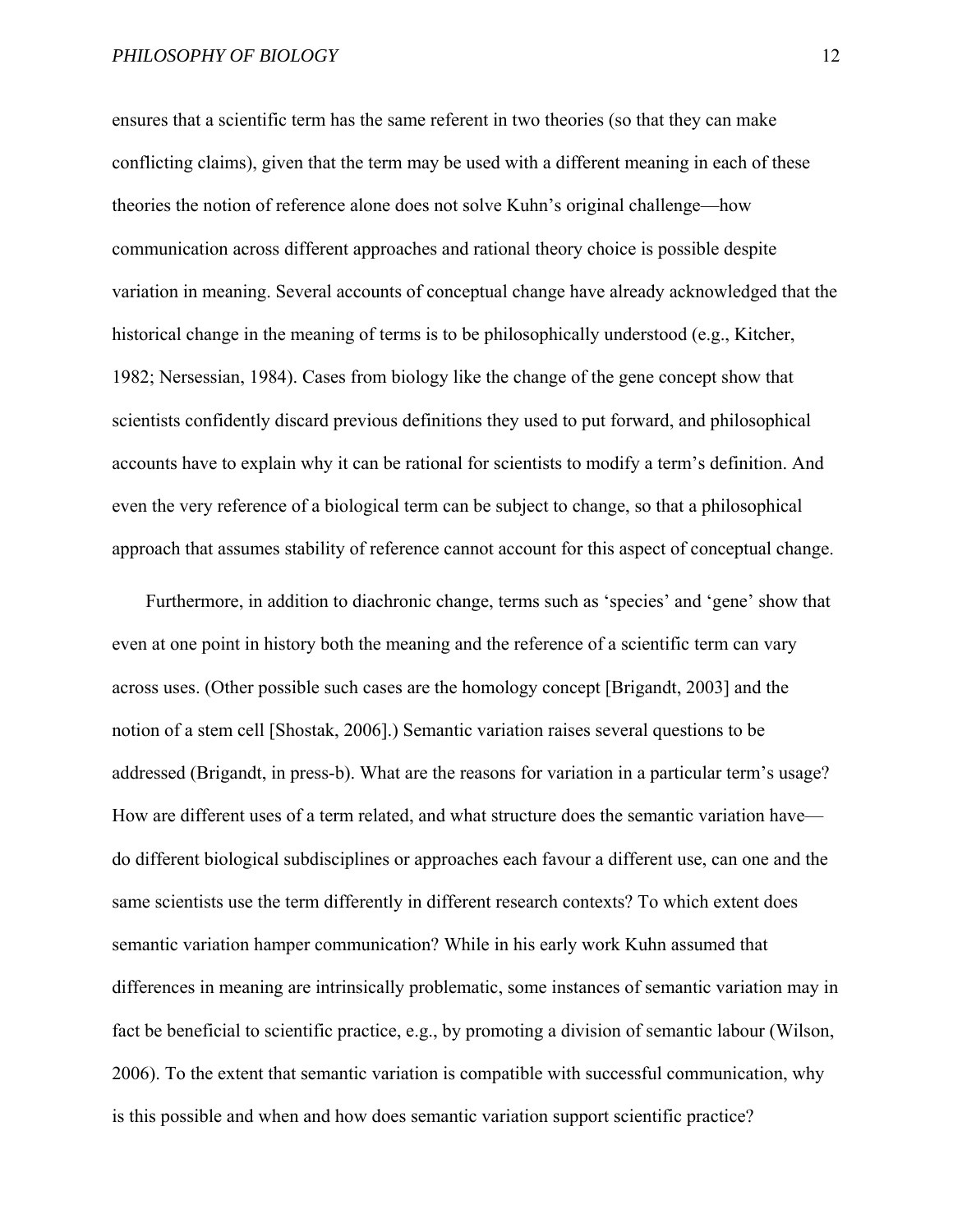ensures that a scientific term has the same referent in two theories (so that they can make conflicting claims), given that the term may be used with a different meaning in each of these theories the notion of reference alone does not solve Kuhn's original challenge—how communication across different approaches and rational theory choice is possible despite variation in meaning. Several accounts of conceptual change have already acknowledged that the historical change in the meaning of terms is to be philosophically understood (e.g., Kitcher, 1982; Nersessian, 1984). Cases from biology like the change of the gene concept show that scientists confidently discard previous definitions they used to put forward, and philosophical accounts have to explain why it can be rational for scientists to modify a term's definition. And even the very reference of a biological term can be subject to change, so that a philosophical approach that assumes stability of reference cannot account for this aspect of conceptual change.

Furthermore, in addition to diachronic change, terms such as 'species' and 'gene' show that even at one point in history both the meaning and the reference of a scientific term can vary across uses. (Other possible such cases are the homology concept [Brigandt, 2003] and the notion of a stem cell [Shostak, 2006].) Semantic variation raises several questions to be addressed (Brigandt, in press-b). What are the reasons for variation in a particular term's usage? How are different uses of a term related, and what structure does the semantic variation have—do different biological subdisciplines or approaches each favour a different use, can one and the same scientists use the term differently in different research contexts? To which extent does semantic variation hamper communication? While in his early work Kuhn assumed that differences in meaning are intrinsically problematic, some instances of semantic variation may in fact be beneficial to scientific practice, e.g., by promoting a division of semantic labour (Wilson, 2006). To the extent that semantic variation is compatible with successful communication, why is this possible and when and how does semantic variation support scientific practice?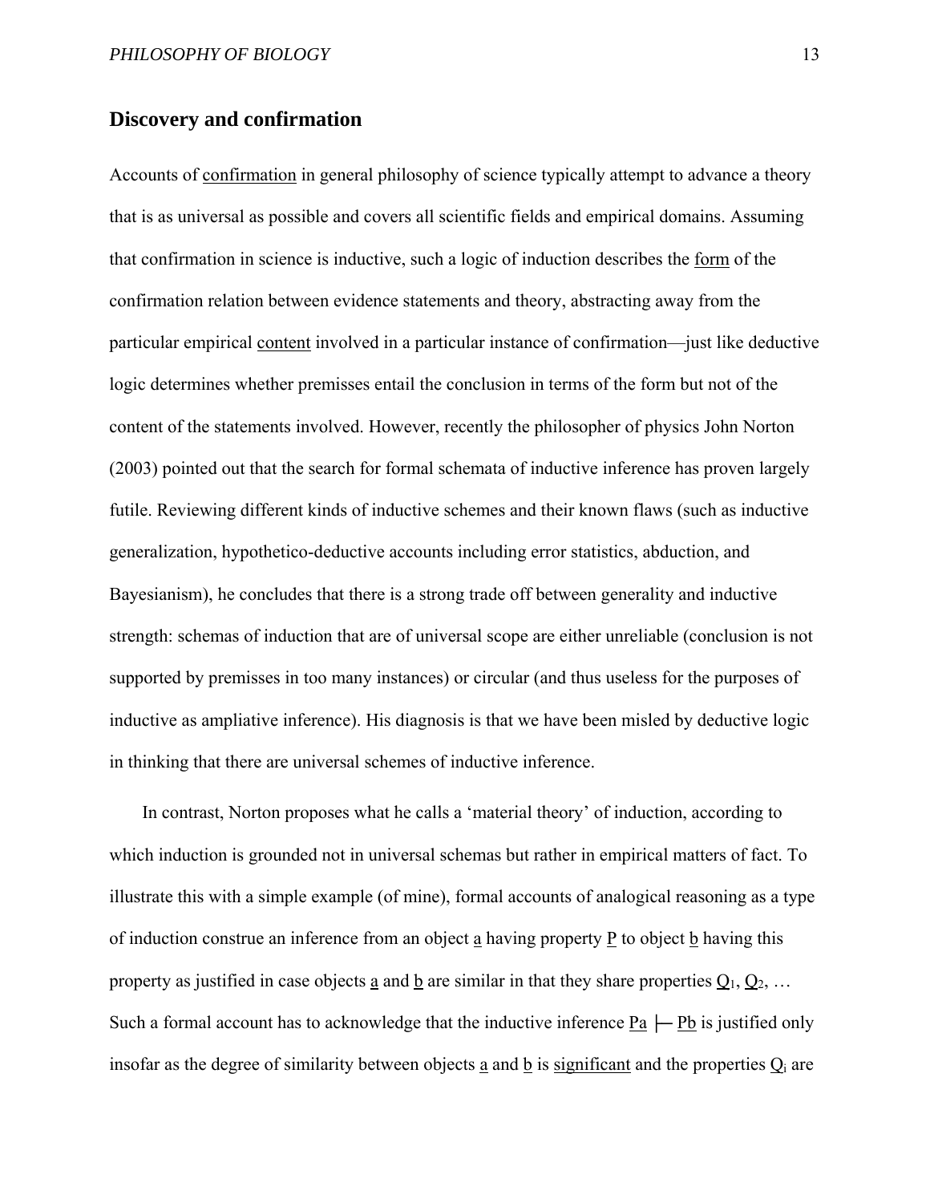## Discovery and confirmation

Accounts of confirmation in general philosophy of science typically attempt to advance a theory that is as universal as possible and covers all scientific fields and empirical domains. Assuming that confirmation in science is inductive, such a logic of induction describes the form of the confirmation relation between evidence statements and theory, abstracting away from the particular empirical content involved in a particular instance of confirmation—just like deductive logic determines whether premisses entail the conclusion in terms of the form but not of the content of the statements involved. However, recently the philosopher of physics John Norton (2003) pointed out that the search for formal schemata of inductive inference has proven largely futile. Reviewing different kinds of inductive schemes and their known flaws (such as inductive generalization, hypothetico-deductive accounts including error statistics, abduction, and Bayesianism), he concludes that there is a strong trade off between generality and inductive strength: schemas of induction that are of universal scope are either unreliable (conclusion is not supported by premisses in too many instances) or circular (and thus useless for the purposes of inductive as ampliative inference). His diagnosis is that we have been misled by deductive logic in thinking that there are universal schemes of inductive inference.

In contrast, Norton proposes what he calls a 'material theory' of induction, according to which induction is grounded not in universal schemas but rather in empirical matters of fact. To illustrate this with a simple example (of mine), formal accounts of analogical reasoning as a type of induction construe an inference from an object a having property P to object b having this property as justified in case objects a and b are similar in that they share properties $Q_1$, $Q_2$, … Such a formal account has to acknowledge that the inductive inference Pa |— Pb is justified only insofar as the degree of similarity between objects a and b is significant and the properties $Q_i$ are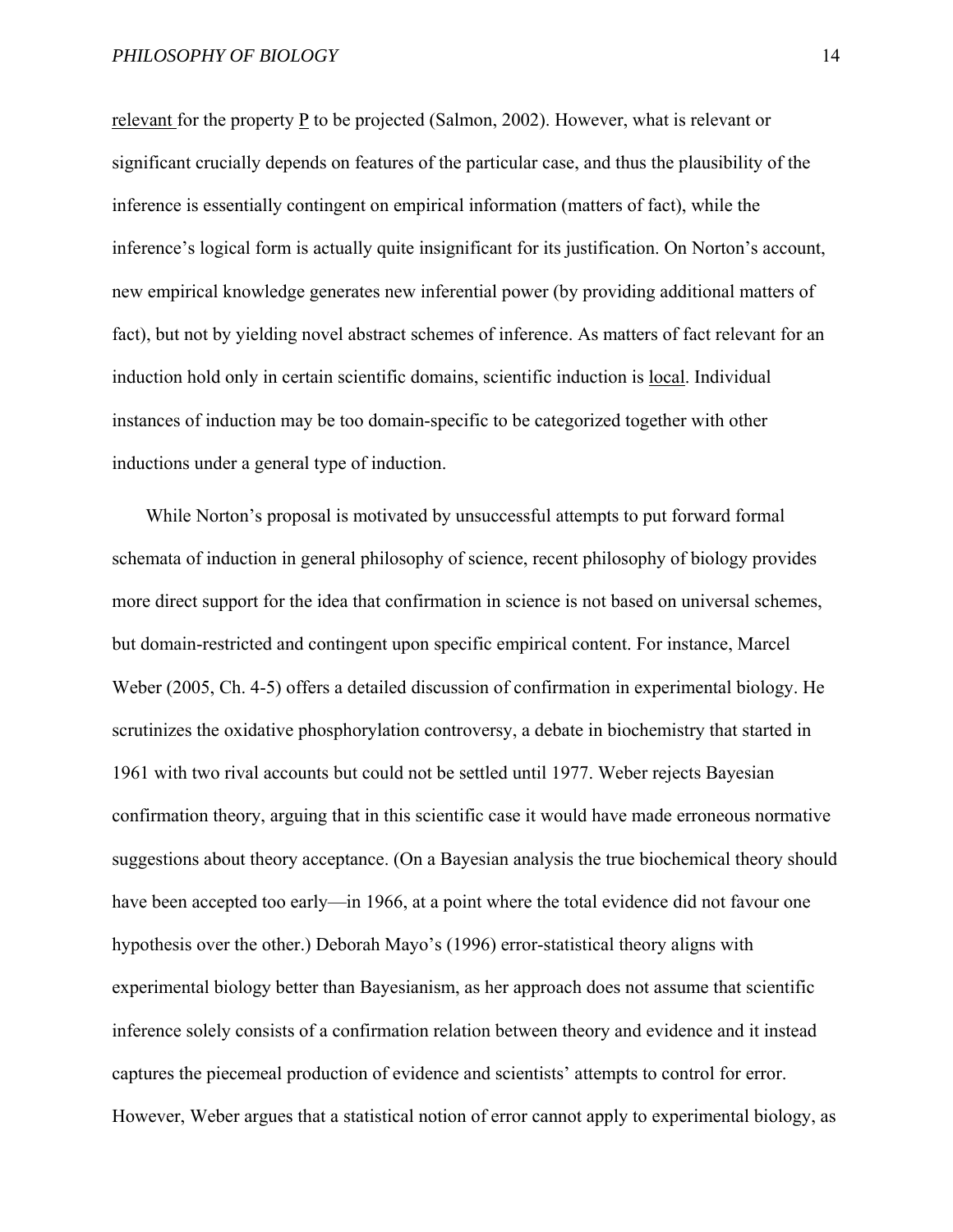relevant for the property P to be projected (Salmon, 2002). However, what is relevant or significant crucially depends on features of the particular case, and thus the plausibility of the inference is essentially contingent on empirical information (matters of fact), while the inference's logical form is actually quite insignificant for its justification. On Norton's account, new empirical knowledge generates new inferential power (by providing additional matters of fact), but not by yielding novel abstract schemes of inference. As matters of fact relevant for an induction hold only in certain scientific domains, scientific induction is local. Individual instances of induction may be too domain-specific to be categorized together with other inductions under a general type of induction.

While Norton's proposal is motivated by unsuccessful attempts to put forward formal schemata of induction in general philosophy of science, recent philosophy of biology provides more direct support for the idea that confirmation in science is not based on universal schemes, but domain-restricted and contingent upon specific empirical content. For instance, Marcel Weber (2005, Ch. 4-5) offers a detailed discussion of confirmation in experimental biology. He scrutinizes the oxidative phosphorylation controversy, a debate in biochemistry that started in 1961 with two rival accounts but could not be settled until 1977. Weber rejects Bayesian confirmation theory, arguing that in this scientific case it would have made erroneous normative suggestions about theory acceptance. (On a Bayesian analysis the true biochemical theory should have been accepted too early—in 1966, at a point where the total evidence did not favour one hypothesis over the other.) Deborah Mayo's (1996) error-statistical theory aligns with experimental biology better than Bayesianism, as her approach does not assume that scientific inference solely consists of a confirmation relation between theory and evidence and it instead captures the piecemeal production of evidence and scientists' attempts to control for error. However, Weber argues that a statistical notion of error cannot apply to experimental biology, as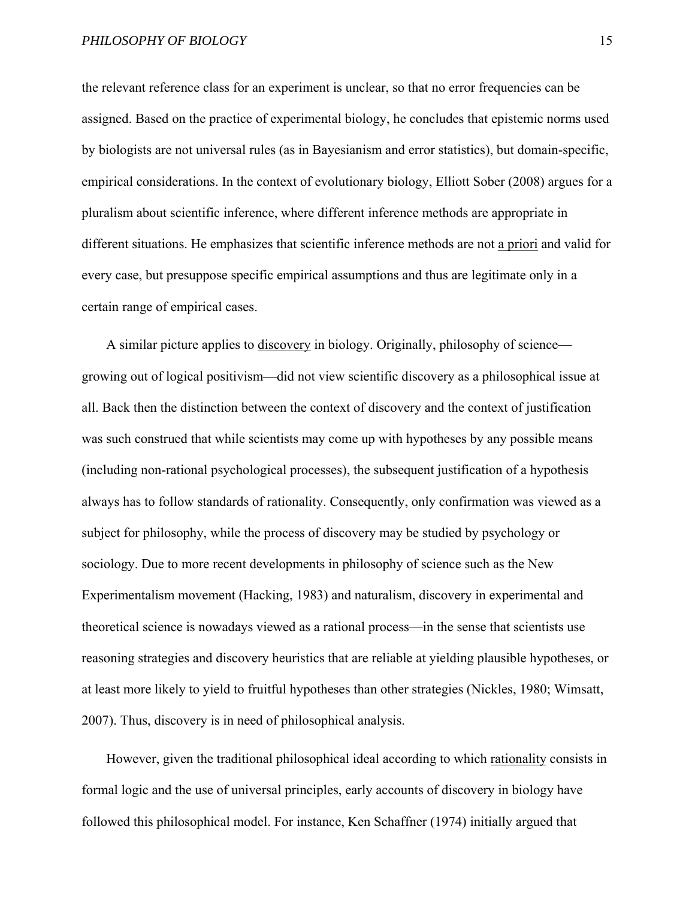the relevant reference class for an experiment is unclear, so that no error frequencies can be assigned. Based on the practice of experimental biology, he concludes that epistemic norms used by biologists are not universal rules (as in Bayesianism and error statistics), but domain-specific, empirical considerations. In the context of evolutionary biology, Elliott Sober (2008) argues for a pluralism about scientific inference, where different inference methods are appropriate in different situations. He emphasizes that scientific inference methods are not a priori and valid for every case, but presuppose specific empirical assumptions and thus are legitimate only in a certain range of empirical cases.

A similar picture applies to discovery in biology. Originally, philosophy of science—growing out of logical positivism—did not view scientific discovery as a philosophical issue at all. Back then the distinction between the context of discovery and the context of justification was such construed that while scientists may come up with hypotheses by any possible means (including non-rational psychological processes), the subsequent justification of a hypothesis always has to follow standards of rationality. Consequently, only confirmation was viewed as a subject for philosophy, while the process of discovery may be studied by psychology or sociology. Due to more recent developments in philosophy of science such as the New Experimentalism movement (Hacking, 1983) and naturalism, discovery in experimental and theoretical science is nowadays viewed as a rational process—in the sense that scientists use reasoning strategies and discovery heuristics that are reliable at yielding plausible hypotheses, or at least more likely to yield to fruitful hypotheses than other strategies (Nickles, 1980; Wimsatt, 2007). Thus, discovery is in need of philosophical analysis.

However, given the traditional philosophical ideal according to which rationality consists in formal logic and the use of universal principles, early accounts of discovery in biology have followed this philosophical model. For instance, Ken Schaffner (1974) initially argued that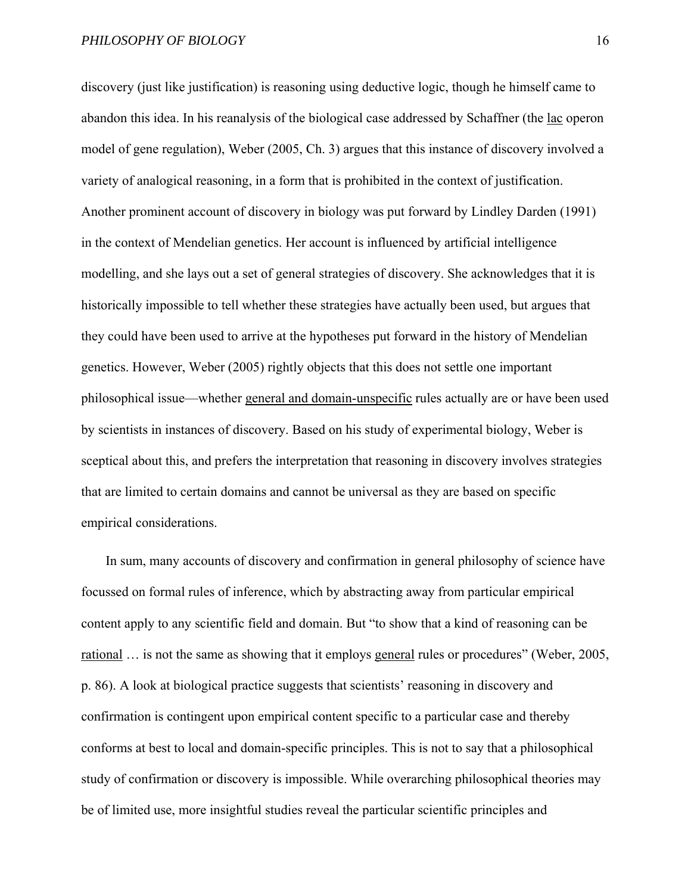discovery (just like justification) is reasoning using deductive logic, though he himself came to abandon this idea. In his reanalysis of the biological case addressed by Schaffner (the lac operon model of gene regulation), Weber (2005, Ch. 3) argues that this instance of discovery involved a variety of analogical reasoning, in a form that is prohibited in the context of justification. Another prominent account of discovery in biology was put forward by Lindley Darden (1991) in the context of Mendelian genetics. Her account is influenced by artificial intelligence modelling, and she lays out a set of general strategies of discovery. She acknowledges that it is historically impossible to tell whether these strategies have actually been used, but argues that they could have been used to arrive at the hypotheses put forward in the history of Mendelian genetics. However, Weber (2005) rightly objects that this does not settle one important philosophical issue—whether general and domain-unspecific rules actually are or have been used by scientists in instances of discovery. Based on his study of experimental biology, Weber is sceptical about this, and prefers the interpretation that reasoning in discovery involves strategies that are limited to certain domains and cannot be universal as they are based on specific empirical considerations.

In sum, many accounts of discovery and confirmation in general philosophy of science have focussed on formal rules of inference, which by abstracting away from particular empirical content apply to any scientific field and domain. But "to show that a kind of reasoning can be rational … is not the same as showing that it employs general rules or procedures" (Weber, 2005, p. 86). A look at biological practice suggests that scientists' reasoning in discovery and confirmation is contingent upon empirical content specific to a particular case and thereby conforms at best to local and domain-specific principles. This is not to say that a philosophical study of confirmation or discovery is impossible. While overarching philosophical theories may be of limited use, more insightful studies reveal the particular scientific principles and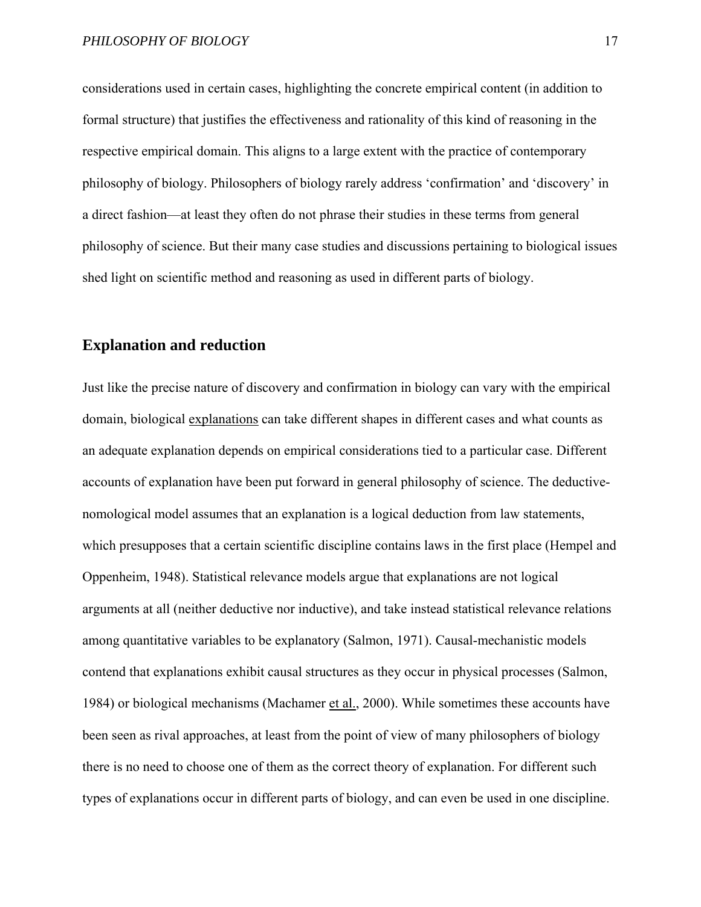considerations used in certain cases, highlighting the concrete empirical content (in addition to formal structure) that justifies the effectiveness and rationality of this kind of reasoning in the respective empirical domain. This aligns to a large extent with the practice of contemporary philosophy of biology. Philosophers of biology rarely address 'confirmation' and 'discovery' in a direct fashion—at least they often do not phrase their studies in these terms from general philosophy of science. But their many case studies and discussions pertaining to biological issues shed light on scientific method and reasoning as used in different parts of biology.

## Explanation and reduction

Just like the precise nature of discovery and confirmation in biology can vary with the empirical domain, biological explanations can take different shapes in different cases and what counts as an adequate explanation depends on empirical considerations tied to a particular case. Different accounts of explanation have been put forward in general philosophy of science. The deductive-nomological model assumes that an explanation is a logical deduction from law statements, which presupposes that a certain scientific discipline contains laws in the first place (Hempel and Oppenheim, 1948). Statistical relevance models argue that explanations are not logical arguments at all (neither deductive nor inductive), and take instead statistical relevance relations among quantitative variables to be explanatory (Salmon, 1971). Causal-mechanistic models contend that explanations exhibit causal structures as they occur in physical processes (Salmon, 1984) or biological mechanisms (Machamer et al., 2000). While sometimes these accounts have been seen as rival approaches, at least from the point of view of many philosophers of biology there is no need to choose one of them as the correct theory of explanation. For different such types of explanations occur in different parts of biology, and can even be used in one discipline.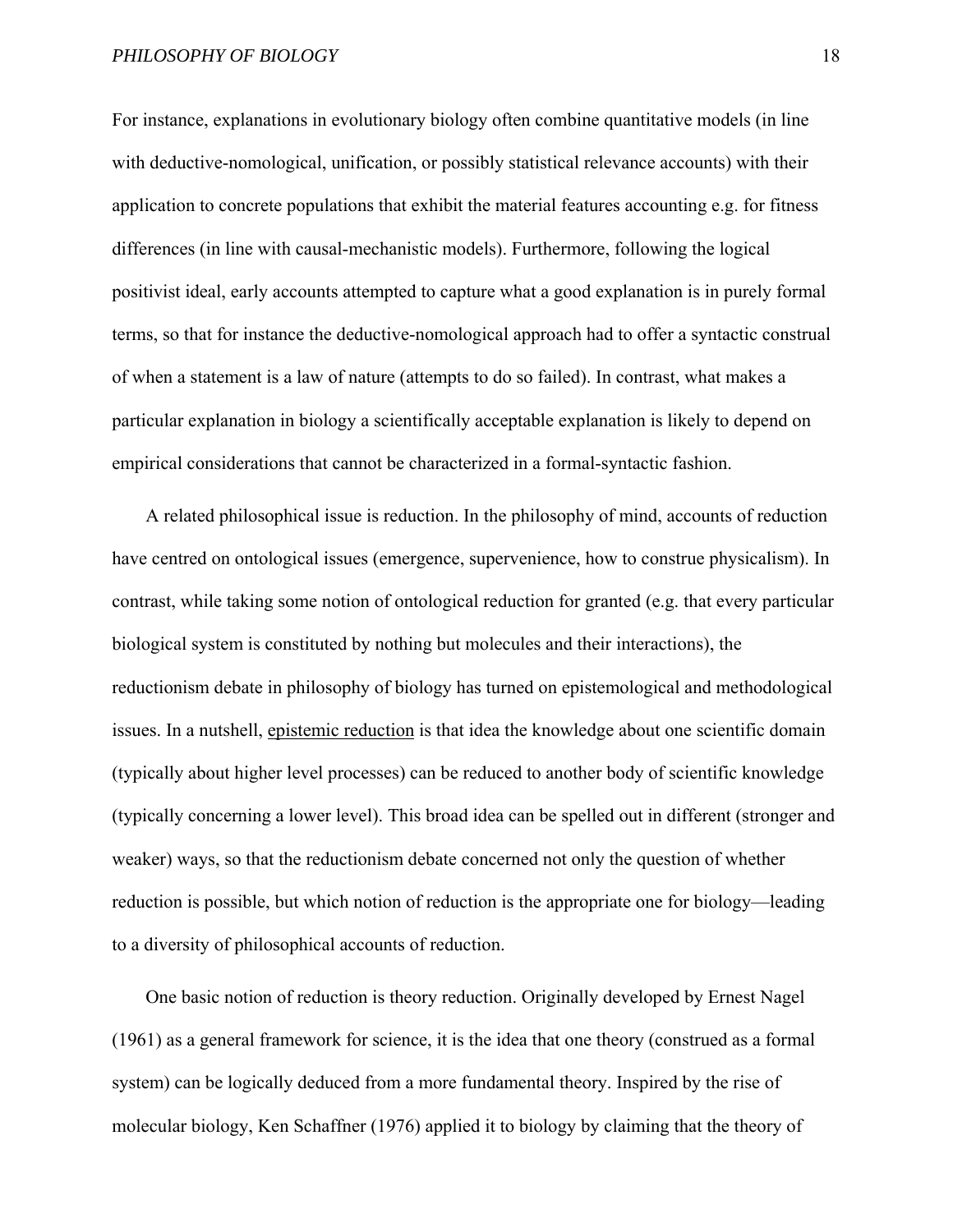For instance, explanations in evolutionary biology often combine quantitative models (in line with deductive-nomological, unification, or possibly statistical relevance accounts) with their application to concrete populations that exhibit the material features accounting e.g. for fitness differences (in line with causal-mechanistic models). Furthermore, following the logical positivist ideal, early accounts attempted to capture what a good explanation is in purely formal terms, so that for instance the deductive-nomological approach had to offer a syntactic construal of when a statement is a law of nature (attempts to do so failed). In contrast, what makes a particular explanation in biology a scientifically acceptable explanation is likely to depend on empirical considerations that cannot be characterized in a formal-syntactic fashion.

A related philosophical issue is reduction. In the philosophy of mind, accounts of reduction have centred on ontological issues (emergence, supervenience, how to construe physicalism). In contrast, while taking some notion of ontological reduction for granted (e.g. that every particular biological system is constituted by nothing but molecules and their interactions), the reductionism debate in philosophy of biology has turned on epistemological and methodological issues. In a nutshell, epistemic reduction is that idea the knowledge about one scientific domain (typically about higher level processes) can be reduced to another body of scientific knowledge (typically concerning a lower level). This broad idea can be spelled out in different (stronger and weaker) ways, so that the reductionism debate concerned not only the question of whether reduction is possible, but which notion of reduction is the appropriate one for biology—leading to a diversity of philosophical accounts of reduction.

One basic notion of reduction is theory reduction. Originally developed by Ernest Nagel (1961) as a general framework for science, it is the idea that one theory (construed as a formal system) can be logically deduced from a more fundamental theory. Inspired by the rise of molecular biology, Ken Schaffner (1976) applied it to biology by claiming that the theory of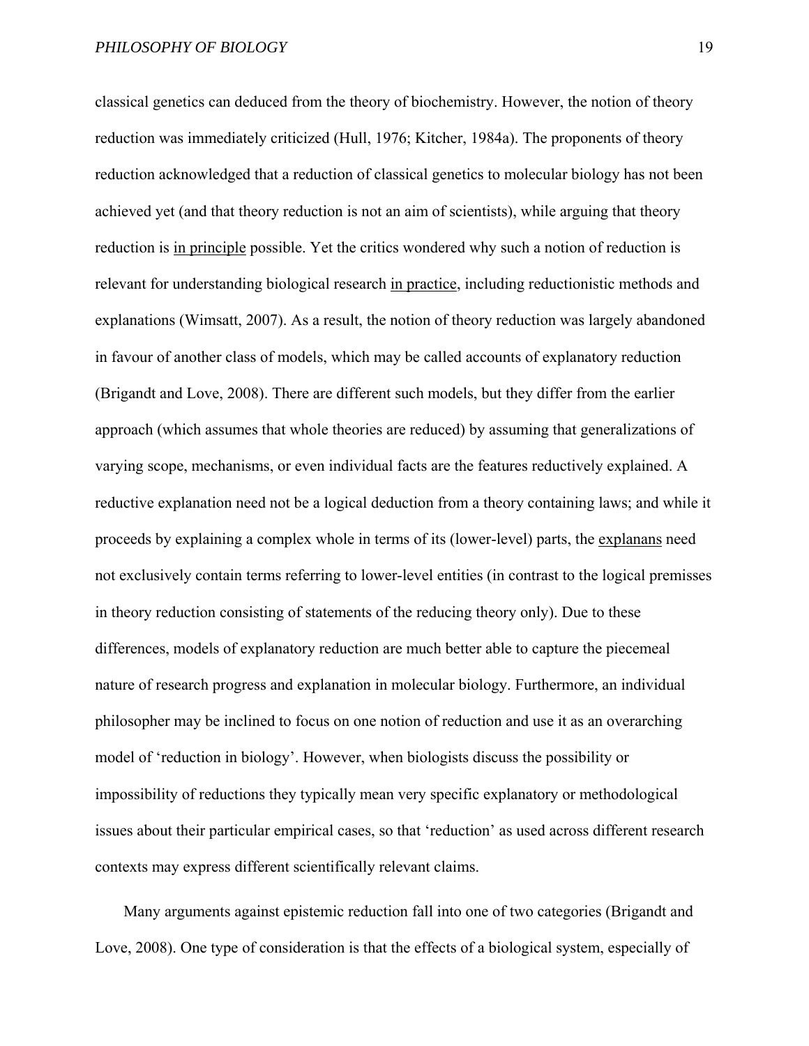classical genetics can deduced from the theory of biochemistry. However, the notion of theory reduction was immediately criticized (Hull, 1976; Kitcher, 1984a). The proponents of theory reduction acknowledged that a reduction of classical genetics to molecular biology has not been achieved yet (and that theory reduction is not an aim of scientists), while arguing that theory reduction is in principle possible. Yet the critics wondered why such a notion of reduction is relevant for understanding biological research in practice, including reductionistic methods and explanations (Wimsatt, 2007). As a result, the notion of theory reduction was largely abandoned in favour of another class of models, which may be called accounts of explanatory reduction (Brigandt and Love, 2008). There are different such models, but they differ from the earlier approach (which assumes that whole theories are reduced) by assuming that generalizations of varying scope, mechanisms, or even individual facts are the features reductively explained. A reductive explanation need not be a logical deduction from a theory containing laws; and while it proceeds by explaining a complex whole in terms of its (lower-level) parts, the explanans need not exclusively contain terms referring to lower-level entities (in contrast to the logical premisses in theory reduction consisting of statements of the reducing theory only). Due to these differences, models of explanatory reduction are much better able to capture the piecemeal nature of research progress and explanation in molecular biology. Furthermore, an individual philosopher may be inclined to focus on one notion of reduction and use it as an overarching model of 'reduction in biology'. However, when biologists discuss the possibility or impossibility of reductions they typically mean very specific explanatory or methodological issues about their particular empirical cases, so that 'reduction' as used across different research contexts may express different scientifically relevant claims.

Many arguments against epistemic reduction fall into one of two categories (Brigandt and Love, 2008). One type of consideration is that the effects of a biological system, especially of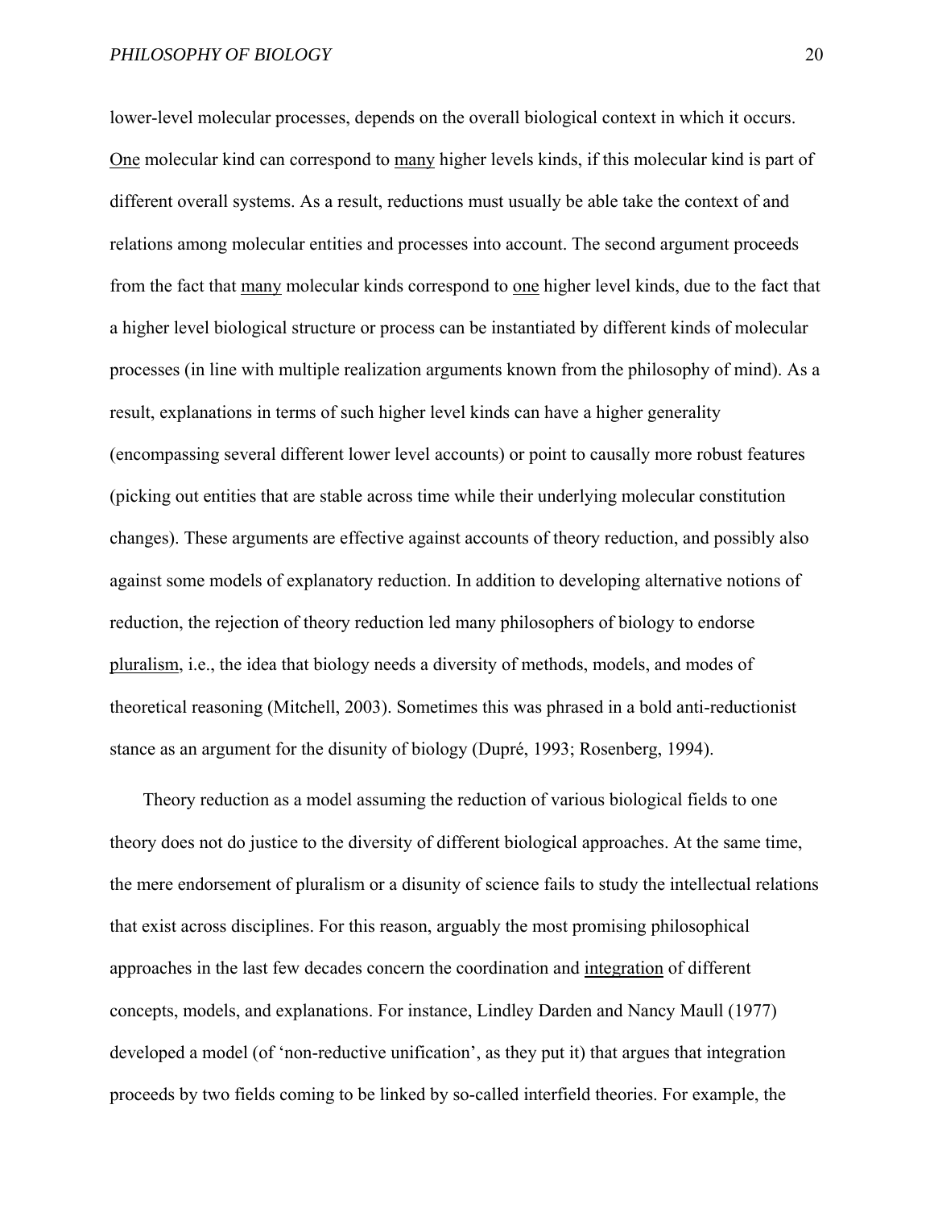lower-level molecular processes, depends on the overall biological context in which it occurs. <u>One</u> molecular kind can correspond to <u>many</u> higher levels kinds, if this molecular kind is part of different overall systems. As a result, reductions must usually be able take the context of and relations among molecular entities and processes into account. The second argument proceeds from the fact that <u>many</u> molecular kinds correspond to <u>one</u> higher level kinds, due to the fact that a higher level biological structure or process can be instantiated by different kinds of molecular processes (in line with multiple realization arguments known from the philosophy of mind). As a result, explanations in terms of such higher level kinds can have a higher generality (encompassing several different lower level accounts) or point to causally more robust features (picking out entities that are stable across time while their underlying molecular constitution changes). These arguments are effective against accounts of theory reduction, and possibly also against some models of explanatory reduction. In addition to developing alternative notions of reduction, the rejection of theory reduction led many philosophers of biology to endorse <u>pluralism</u>, i.e., the idea that biology needs a diversity of methods, models, and modes of theoretical reasoning (Mitchell, 2003). Sometimes this was phrased in a bold anti-reductionist stance as an argument for the disunity of biology (Dupré, 1993; Rosenberg, 1994).

Theory reduction as a model assuming the reduction of various biological fields to one theory does not do justice to the diversity of different biological approaches. At the same time, the mere endorsement of pluralism or a disunity of science fails to study the intellectual relations that exist across disciplines. For this reason, arguably the most promising philosophical approaches in the last few decades concern the coordination and <u>integration</u> of different concepts, models, and explanations. For instance, Lindley Darden and Nancy Maull (1977) developed a model (of 'non-reductive unification', as they put it) that argues that integration proceeds by two fields coming to be linked by so-called interfield theories. For example, the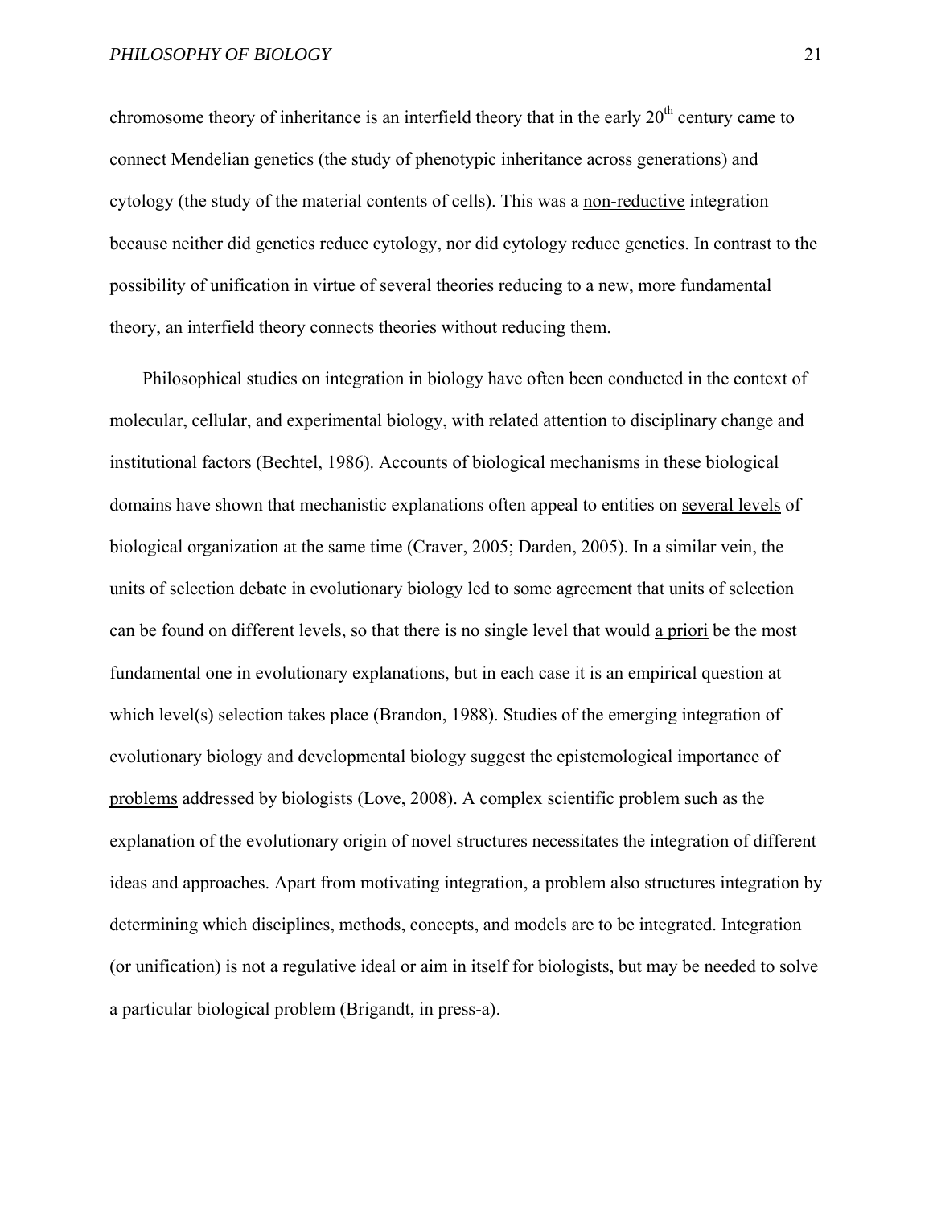chromosome theory of inheritance is an interfield theory that in the early 20th century came to connect Mendelian genetics (the study of phenotypic inheritance across generations) and cytology (the study of the material contents of cells). This was a <u>non-reductive</u> integration because neither did genetics reduce cytology, nor did cytology reduce genetics. In contrast to the possibility of unification in virtue of several theories reducing to a new, more fundamental theory, an interfield theory connects theories without reducing them.

Philosophical studies on integration in biology have often been conducted in the context of molecular, cellular, and experimental biology, with related attention to disciplinary change and institutional factors (Bechtel, 1986). Accounts of biological mechanisms in these biological domains have shown that mechanistic explanations often appeal to entities on <u>several levels</u> of biological organization at the same time (Craver, 2005; Darden, 2005). In a similar vein, the units of selection debate in evolutionary biology led to some agreement that units of selection can be found on different levels, so that there is no single level that would <u>a priori</u> be the most fundamental one in evolutionary explanations, but in each case it is an empirical question at which level(s) selection takes place (Brandon, 1988). Studies of the emerging integration of evolutionary biology and developmental biology suggest the epistemological importance of <u>problems</u> addressed by biologists (Love, 2008). A complex scientific problem such as the explanation of the evolutionary origin of novel structures necessitates the integration of different ideas and approaches. Apart from motivating integration, a problem also structures integration by determining which disciplines, methods, concepts, and models are to be integrated. Integration (or unification) is not a regulative ideal or aim in itself for biologists, but may be needed to solve a particular biological problem (Brigandt, in press-a).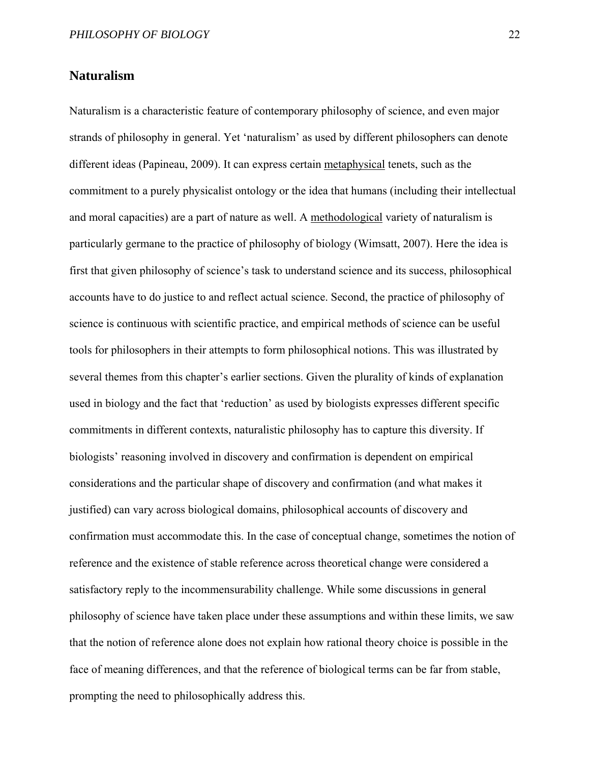## Naturalism

Naturalism is a characteristic feature of contemporary philosophy of science, and even major strands of philosophy in general. Yet 'naturalism' as used by different philosophers can denote different ideas (Papineau, 2009). It can express certain <u>metaphysical</u> tenets, such as the commitment to a purely physicalist ontology or the idea that humans (including their intellectual and moral capacities) are a part of nature as well. A <u>methodological</u> variety of naturalism is particularly germane to the practice of philosophy of biology (Wimsatt, 2007). Here the idea is first that given philosophy of science's task to understand science and its success, philosophical accounts have to do justice to and reflect actual science. Second, the practice of philosophy of science is continuous with scientific practice, and empirical methods of science can be useful tools for philosophers in their attempts to form philosophical notions. This was illustrated by several themes from this chapter's earlier sections. Given the plurality of kinds of explanation used in biology and the fact that 'reduction' as used by biologists expresses different specific commitments in different contexts, naturalistic philosophy has to capture this diversity. If biologists' reasoning involved in discovery and confirmation is dependent on empirical considerations and the particular shape of discovery and confirmation (and what makes it justified) can vary across biological domains, philosophical accounts of discovery and confirmation must accommodate this. In the case of conceptual change, sometimes the notion of reference and the existence of stable reference across theoretical change were considered a satisfactory reply to the incommensurability challenge. While some discussions in general philosophy of science have taken place under these assumptions and within these limits, we saw that the notion of reference alone does not explain how rational theory choice is possible in the face of meaning differences, and that the reference of biological terms can be far from stable, prompting the need to philosophically address this.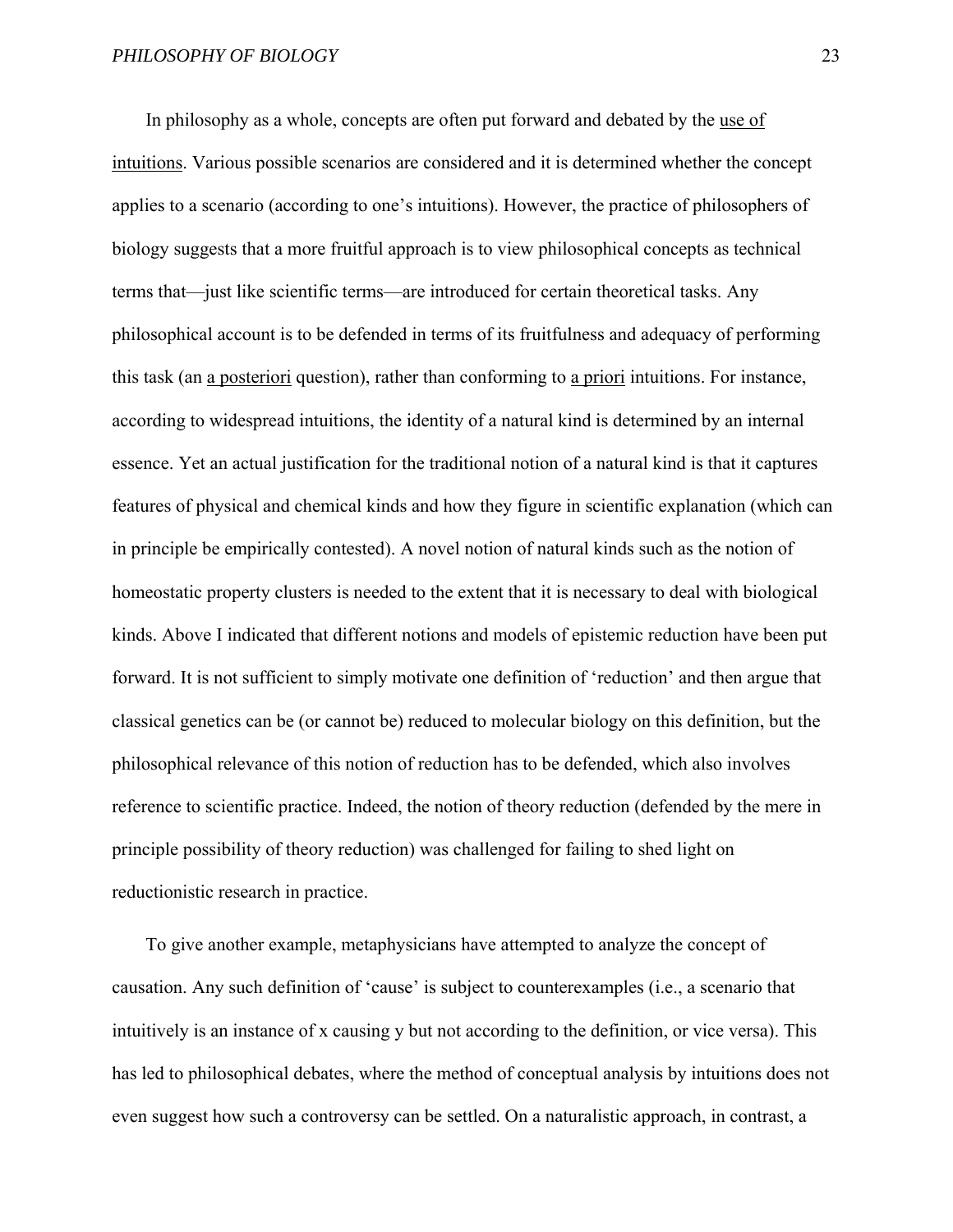In philosophy as a whole, concepts are often put forward and debated by the use of intuitions. Various possible scenarios are considered and it is determined whether the concept applies to a scenario (according to one's intuitions). However, the practice of philosophers of biology suggests that a more fruitful approach is to view philosophical concepts as technical terms that—just like scientific terms—are introduced for certain theoretical tasks. Any philosophical account is to be defended in terms of its fruitfulness and adequacy of performing this task (an a posteriori question), rather than conforming to a priori intuitions. For instance, according to widespread intuitions, the identity of a natural kind is determined by an internal essence. Yet an actual justification for the traditional notion of a natural kind is that it captures features of physical and chemical kinds and how they figure in scientific explanation (which can in principle be empirically contested). A novel notion of natural kinds such as the notion of homeostatic property clusters is needed to the extent that it is necessary to deal with biological kinds. Above I indicated that different notions and models of epistemic reduction have been put forward. It is not sufficient to simply motivate one definition of 'reduction' and then argue that classical genetics can be (or cannot be) reduced to molecular biology on this definition, but the philosophical relevance of this notion of reduction has to be defended, which also involves reference to scientific practice. Indeed, the notion of theory reduction (defended by the mere in principle possibility of theory reduction) was challenged for failing to shed light on reductionistic research in practice.

To give another example, metaphysicians have attempted to analyze the concept of causation. Any such definition of 'cause' is subject to counterexamples (i.e., a scenario that intuitively is an instance of x causing y but not according to the definition, or vice versa). This has led to philosophical debates, where the method of conceptual analysis by intuitions does not even suggest how such a controversy can be settled. On a naturalistic approach, in contrast, a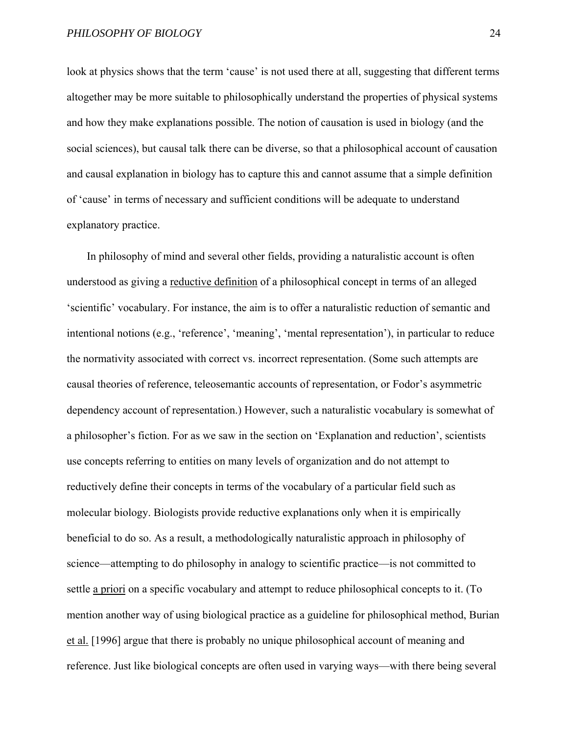look at physics shows that the term 'cause' is not used there at all, suggesting that different terms altogether may be more suitable to philosophically understand the properties of physical systems and how they make explanations possible. The notion of causation is used in biology (and the social sciences), but causal talk there can be diverse, so that a philosophical account of causation and causal explanation in biology has to capture this and cannot assume that a simple definition of 'cause' in terms of necessary and sufficient conditions will be adequate to understand explanatory practice.

In philosophy of mind and several other fields, providing a naturalistic account is often understood as giving a reductive definition of a philosophical concept in terms of an alleged 'scientific' vocabulary. For instance, the aim is to offer a naturalistic reduction of semantic and intentional notions (e.g., 'reference', 'meaning', 'mental representation'), in particular to reduce the normativity associated with correct vs. incorrect representation. (Some such attempts are causal theories of reference, teleosemantic accounts of representation, or Fodor's asymmetric dependency account of representation.) However, such a naturalistic vocabulary is somewhat of a philosopher's fiction. For as we saw in the section on 'Explanation and reduction', scientists use concepts referring to entities on many levels of organization and do not attempt to reductively define their concepts in terms of the vocabulary of a particular field such as molecular biology. Biologists provide reductive explanations only when it is empirically beneficial to do so. As a result, a methodologically naturalistic approach in philosophy of science—attempting to do philosophy in analogy to scientific practice—is not committed to settle a priori on a specific vocabulary and attempt to reduce philosophical concepts to it. (To mention another way of using biological practice as a guideline for philosophical method, Burian et al. [1996] argue that there is probably no unique philosophical account of meaning and reference. Just like biological concepts are often used in varying ways—with there being several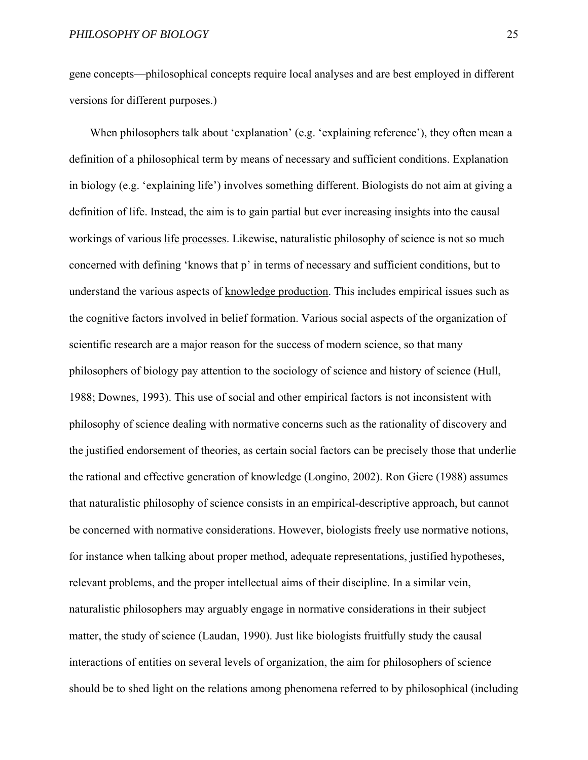gene concepts—philosophical concepts require local analyses and are best employed in different versions for different purposes.)

When philosophers talk about 'explanation' (e.g. 'explaining reference'), they often mean a definition of a philosophical term by means of necessary and sufficient conditions. Explanation in biology (e.g. 'explaining life') involves something different. Biologists do not aim at giving a definition of life. Instead, the aim is to gain partial but ever increasing insights into the causal workings of various <u>life processes</u>. Likewise, naturalistic philosophy of science is not so much concerned with defining 'knows that p' in terms of necessary and sufficient conditions, but to understand the various aspects of <u>knowledge production</u>. This includes empirical issues such as the cognitive factors involved in belief formation. Various social aspects of the organization of scientific research are a major reason for the success of modern science, so that many philosophers of biology pay attention to the sociology of science and history of science (Hull, 1988; Downes, 1993). This use of social and other empirical factors is not inconsistent with philosophy of science dealing with normative concerns such as the rationality of discovery and the justified endorsement of theories, as certain social factors can be precisely those that underlie the rational and effective generation of knowledge (Longino, 2002). Ron Giere (1988) assumes that naturalistic philosophy of science consists in an empirical-descriptive approach, but cannot be concerned with normative considerations. However, biologists freely use normative notions, for instance when talking about proper method, adequate representations, justified hypotheses, relevant problems, and the proper intellectual aims of their discipline. In a similar vein, naturalistic philosophers may arguably engage in normative considerations in their subject matter, the study of science (Laudan, 1990). Just like biologists fruitfully study the causal interactions of entities on several levels of organization, the aim for philosophers of science should be to shed light on the relations among phenomena referred to by philosophical (including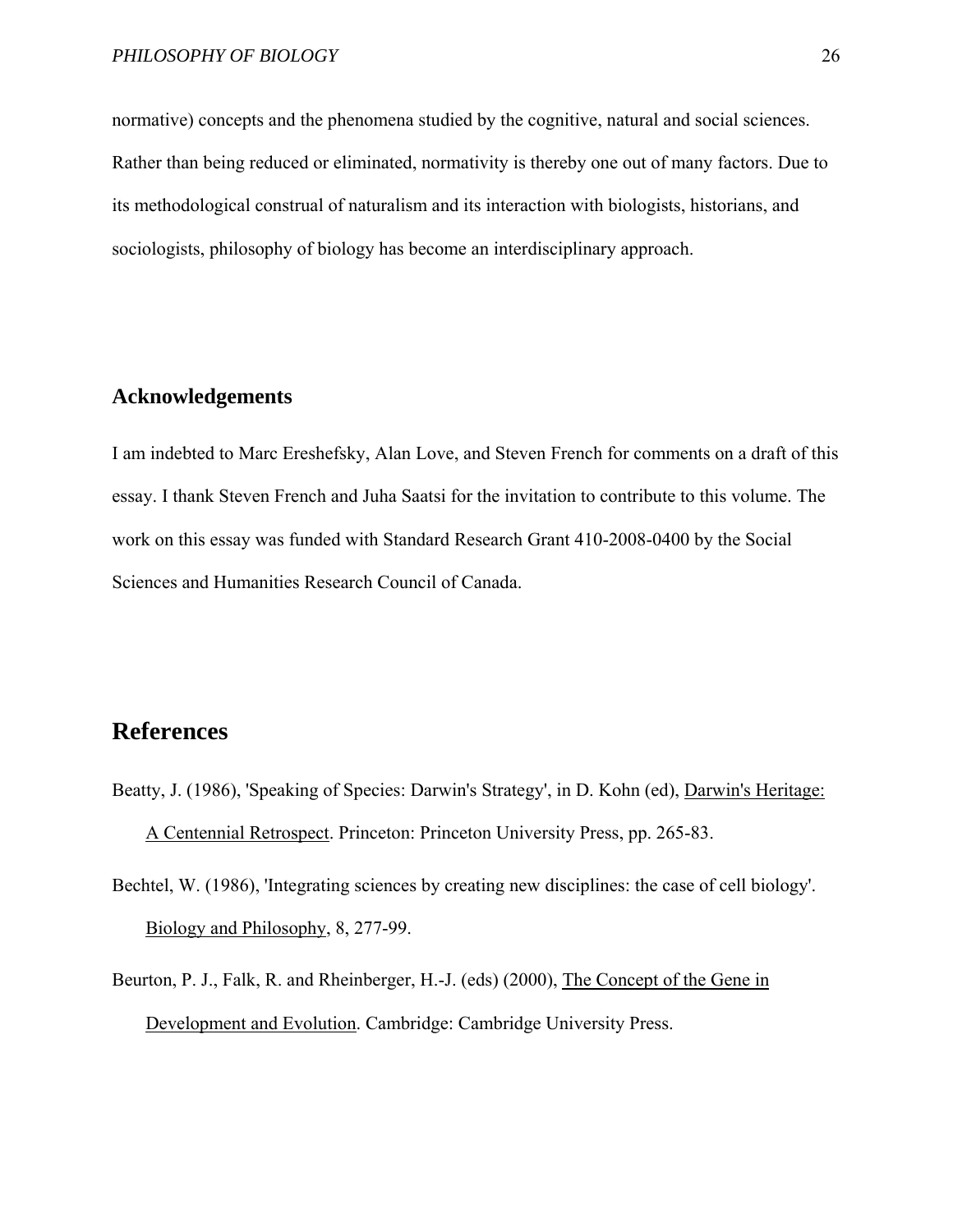normative) concepts and the phenomena studied by the cognitive, natural and social sciences. Rather than being reduced or eliminated, normativity is thereby one out of many factors. Due to its methodological construal of naturalism and its interaction with biologists, historians, and sociologists, philosophy of biology has become an interdisciplinary approach.

## Acknowledgements

I am indebted to Marc Ereshefsky, Alan Love, and Steven French for comments on a draft of this essay. I thank Steven French and Juha Saatsi for the invitation to contribute to this volume. The work on this essay was funded with Standard Research Grant 410-2008-0400 by the Social Sciences and Humanities Research Council of Canada.

# References

Beatty, J. (1986), 'Speaking of Species: Darwin's Strategy', in D. Kohn (ed), Darwin's Heritage: A Centennial Retrospect. Princeton: Princeton University Press, pp. 265-83.

Bechtel, W. (1986), 'Integrating sciences by creating new disciplines: the case of cell biology'. Biology and Philosophy, 8, 277-99.

Beurton, P. J., Falk, R. and Rheinberger, H.-J. (eds) (2000), The Concept of the Gene in Development and Evolution. Cambridge: Cambridge University Press.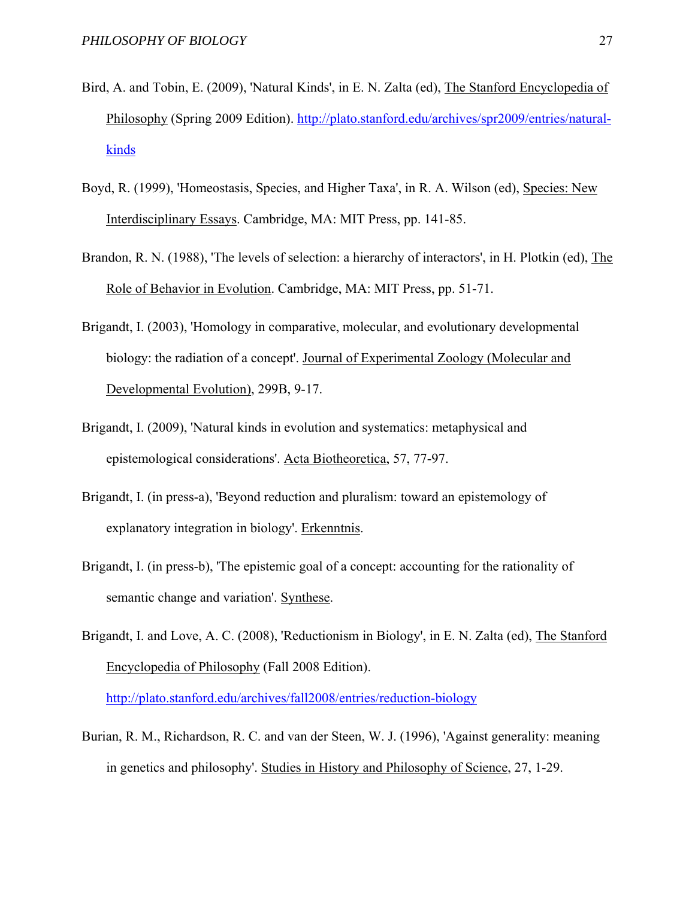Bird, A. and Tobin, E. (2009), 'Natural Kinds', in E. N. Zalta (ed), The Stanford Encyclopedia of Philosophy (Spring 2009 Edition). http://plato.stanford.edu/archives/spr2009/entries/natural-kinds

Boyd, R. (1999), 'Homeostasis, Species, and Higher Taxa', in R. A. Wilson (ed), Species: New Interdisciplinary Essays. Cambridge, MA: MIT Press, pp. 141-85.

Brandon, R. N. (1988), 'The levels of selection: a hierarchy of interactors', in H. Plotkin (ed), The Role of Behavior in Evolution. Cambridge, MA: MIT Press, pp. 51-71.

Brigandt, I. (2003), 'Homology in comparative, molecular, and evolutionary developmental biology: the radiation of a concept'. Journal of Experimental Zoology (Molecular and Developmental Evolution), 299B, 9-17.

Brigandt, I. (2009), 'Natural kinds in evolution and systematics: metaphysical and epistemological considerations'. Acta Biotheoretica, 57, 77-97.

Brigandt, I. (in press-a), 'Beyond reduction and pluralism: toward an epistemology of explanatory integration in biology'. Erkenntnis.

Brigandt, I. (in press-b), 'The epistemic goal of a concept: accounting for the rationality of semantic change and variation'. Synthese.

Brigandt, I. and Love, A. C. (2008), 'Reductionism in Biology', in E. N. Zalta (ed), The Stanford Encyclopedia of Philosophy (Fall 2008 Edition). http://plato.stanford.edu/archives/fall2008/entries/reduction-biology

Burian, R. M., Richardson, R. C. and van der Steen, W. J. (1996), 'Against generality: meaning in genetics and philosophy'. Studies in History and Philosophy of Science, 27, 1-29.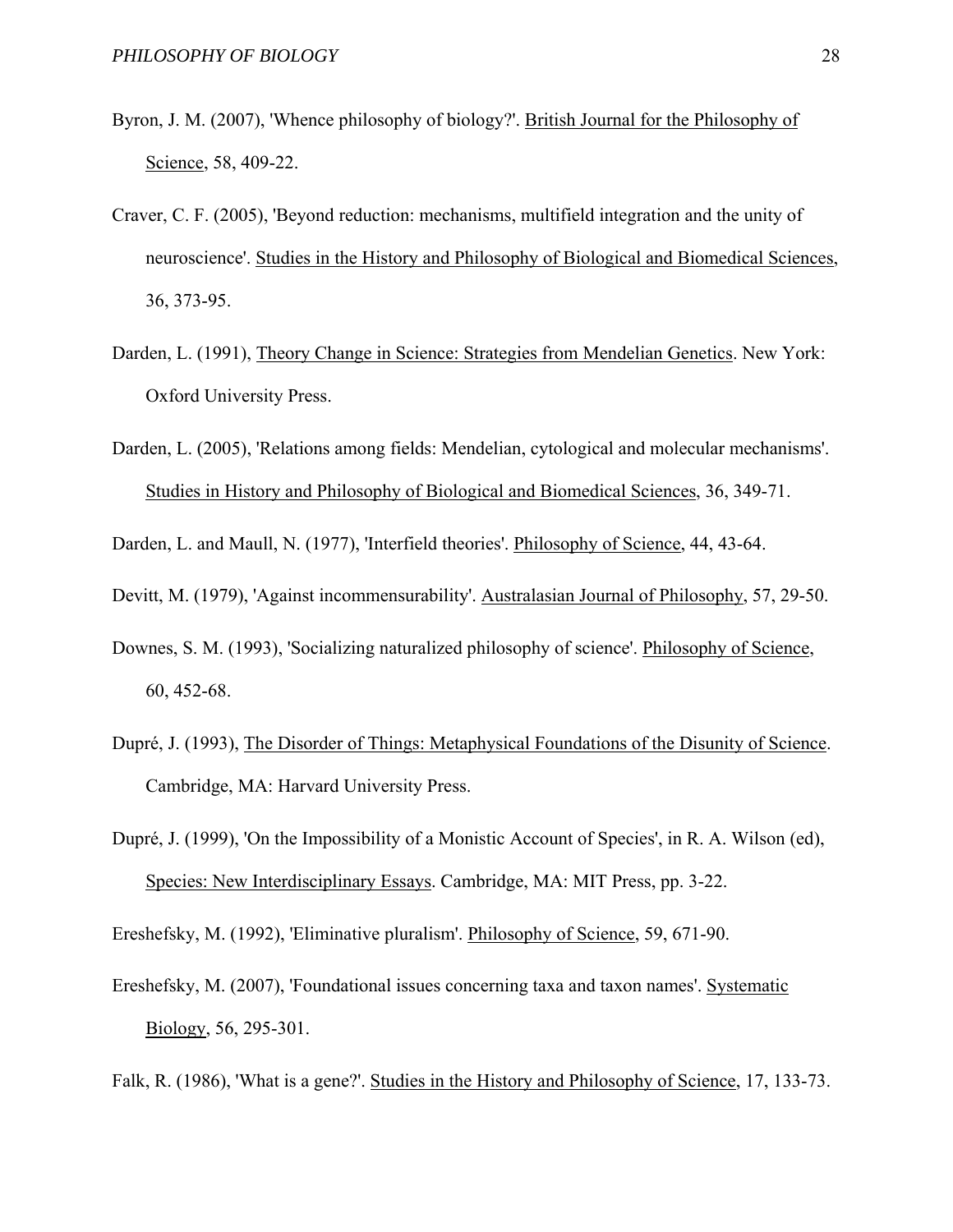Byron, J. M. (2007), 'Whence philosophy of biology?'. British Journal for the Philosophy of Science, 58, 409-22.

Craver, C. F. (2005), 'Beyond reduction: mechanisms, multifield integration and the unity of neuroscience'. Studies in the History and Philosophy of Biological and Biomedical Sciences, 36, 373-95.

Darden, L. (1991), Theory Change in Science: Strategies from Mendelian Genetics. New York: Oxford University Press.

Darden, L. (2005), 'Relations among fields: Mendelian, cytological and molecular mechanisms'. Studies in History and Philosophy of Biological and Biomedical Sciences, 36, 349-71.

Darden, L. and Maull, N. (1977), 'Interfield theories'. Philosophy of Science, 44, 43-64.

Devitt, M. (1979), 'Against incommensurability'. Australasian Journal of Philosophy, 57, 29-50.

Downes, S. M. (1993), 'Socializing naturalized philosophy of science'. Philosophy of Science, 60, 452-68.

Dupré, J. (1993), The Disorder of Things: Metaphysical Foundations of the Disunity of Science. Cambridge, MA: Harvard University Press.

Dupré, J. (1999), 'On the Impossibility of a Monistic Account of Species', in R. A. Wilson (ed), Species: New Interdisciplinary Essays. Cambridge, MA: MIT Press, pp. 3-22.

Ereshefsky, M. (1992), 'Eliminative pluralism'. Philosophy of Science, 59, 671-90.

Ereshefsky, M. (2007), 'Foundational issues concerning taxa and taxon names'. Systematic Biology, 56, 295-301.

Falk, R. (1986), 'What is a gene?'. Studies in the History and Philosophy of Science, 17, 133-73.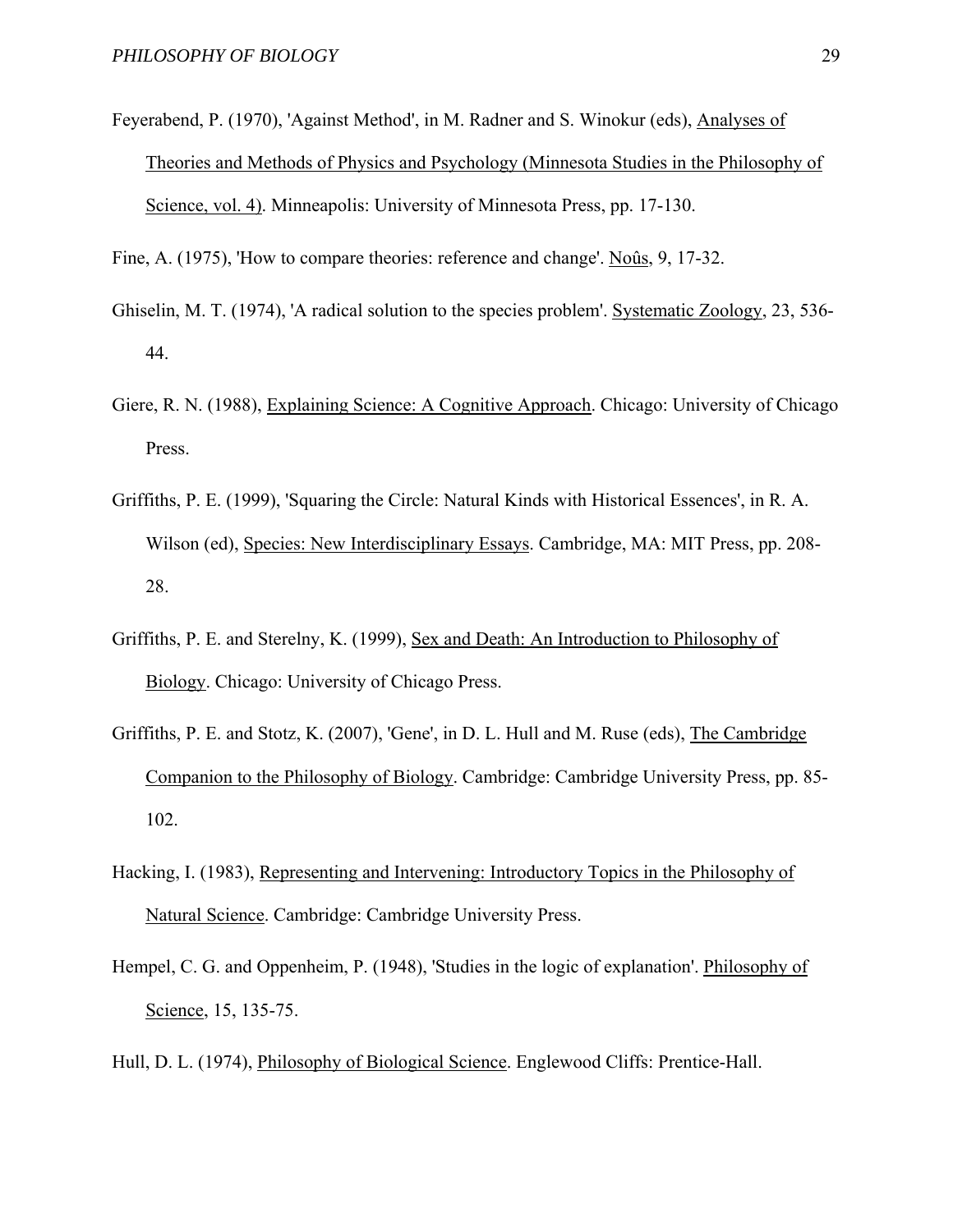Feyerabend, P. (1970), 'Against Method', in M. Radner and S. Winokur (eds), Analyses of Theories and Methods of Physics and Psychology (Minnesota Studies in the Philosophy of Science, vol. 4). Minneapolis: University of Minnesota Press, pp. 17-130.

Fine, A. (1975), 'How to compare theories: reference and change'. Noûs, 9, 17-32.

Ghiselin, M. T. (1974), 'A radical solution to the species problem'. Systematic Zoology, 23, 536-44.

Giere, R. N. (1988), Explaining Science: A Cognitive Approach. Chicago: University of Chicago Press.

Griffiths, P. E. (1999), 'Squaring the Circle: Natural Kinds with Historical Essences', in R. A. Wilson (ed), Species: New Interdisciplinary Essays. Cambridge, MA: MIT Press, pp. 208-28.

Griffiths, P. E. and Sterelny, K. (1999), Sex and Death: An Introduction to Philosophy of Biology. Chicago: University of Chicago Press.

Griffiths, P. E. and Stotz, K. (2007), 'Gene', in D. L. Hull and M. Ruse (eds), The Cambridge Companion to the Philosophy of Biology. Cambridge: Cambridge University Press, pp. 85-102.

Hacking, I. (1983), Representing and Intervening: Introductory Topics in the Philosophy of Natural Science. Cambridge: Cambridge University Press.

Hempel, C. G. and Oppenheim, P. (1948), 'Studies in the logic of explanation'. Philosophy of Science, 15, 135-75.

Hull, D. L. (1974), Philosophy of Biological Science. Englewood Cliffs: Prentice-Hall.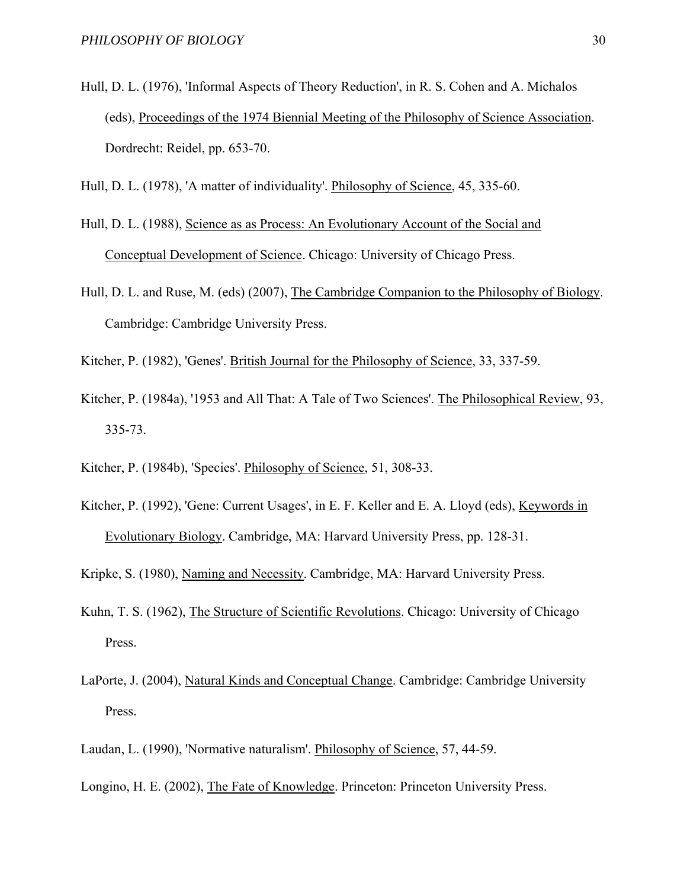Hull, D. L. (1976), 'Informal Aspects of Theory Reduction', in R. S. Cohen and A. Michalos (eds), Proceedings of the 1974 Biennial Meeting of the Philosophy of Science Association. Dordrecht: Reidel, pp. 653-70.

Hull, D. L. (1978), 'A matter of individuality'. Philosophy of Science, 45, 335-60.

Hull, D. L. (1988), Science as as Process: An Evolutionary Account of the Social and Conceptual Development of Science. Chicago: University of Chicago Press.

Hull, D. L. and Ruse, M. (eds) (2007), The Cambridge Companion to the Philosophy of Biology. Cambridge: Cambridge University Press.

Kitcher, P. (1982), 'Genes'. British Journal for the Philosophy of Science, 33, 337-59.

Kitcher, P. (1984a), '1953 and All That: A Tale of Two Sciences'. The Philosophical Review, 93, 335-73.

Kitcher, P. (1984b), 'Species'. Philosophy of Science, 51, 308-33.

Kitcher, P. (1992), 'Gene: Current Usages', in E. F. Keller and E. A. Lloyd (eds), Keywords in Evolutionary Biology. Cambridge, MA: Harvard University Press, pp. 128-31.

Kripke, S. (1980), Naming and Necessity. Cambridge, MA: Harvard University Press.

Kuhn, T. S. (1962), The Structure of Scientific Revolutions. Chicago: University of Chicago Press.

LaPorte, J. (2004), Natural Kinds and Conceptual Change. Cambridge: Cambridge University Press.

Laudan, L. (1990), 'Normative naturalism'. Philosophy of Science, 57, 44-59.

Longino, H. E. (2002), The Fate of Knowledge. Princeton: Princeton University Press.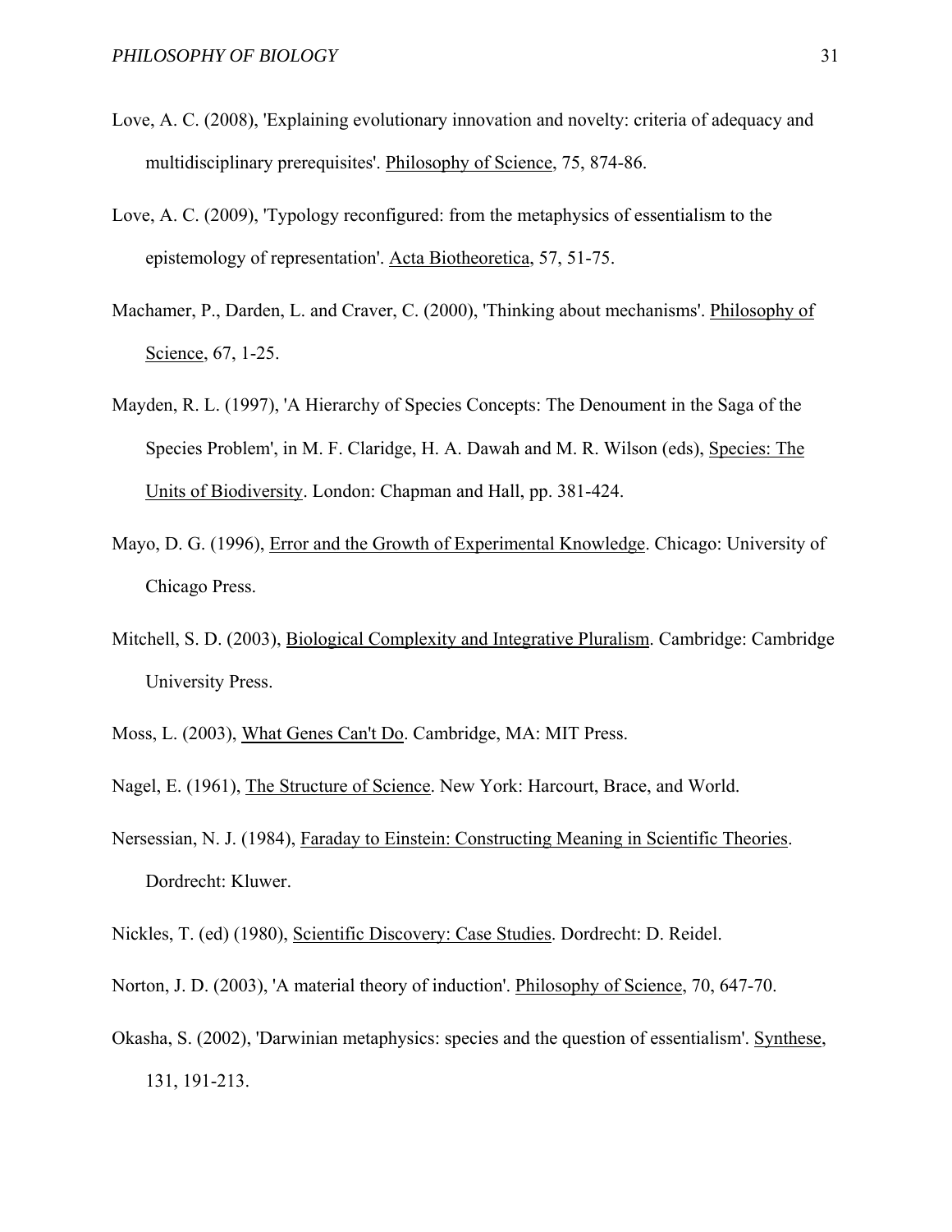Love, A. C. (2008), 'Explaining evolutionary innovation and novelty: criteria of adequacy and multidisciplinary prerequisites'. Philosophy of Science, 75, 874-86.

Love, A. C. (2009), 'Typology reconfigured: from the metaphysics of essentialism to the epistemology of representation'. Acta Biotheoretica, 57, 51-75.

Machamer, P., Darden, L. and Craver, C. (2000), 'Thinking about mechanisms'. Philosophy of Science, 67, 1-25.

Mayden, R. L. (1997), 'A Hierarchy of Species Concepts: The Denoument in the Saga of the Species Problem', in M. F. Claridge, H. A. Dawah and M. R. Wilson (eds), Species: The Units of Biodiversity. London: Chapman and Hall, pp. 381-424.

Mayo, D. G. (1996), Error and the Growth of Experimental Knowledge. Chicago: University of Chicago Press.

Mitchell, S. D. (2003), Biological Complexity and Integrative Pluralism. Cambridge: Cambridge University Press.

Moss, L. (2003), What Genes Can't Do. Cambridge, MA: MIT Press.

Nagel, E. (1961), The Structure of Science. New York: Harcourt, Brace, and World.

Nersessian, N. J. (1984), Faraday to Einstein: Constructing Meaning in Scientific Theories. Dordrecht: Kluwer.

Nickles, T. (ed) (1980), Scientific Discovery: Case Studies. Dordrecht: D. Reidel.

Norton, J. D. (2003), 'A material theory of induction'. Philosophy of Science, 70, 647-70.

Okasha, S. (2002), 'Darwinian metaphysics: species and the question of essentialism'. Synthese, 131, 191-213.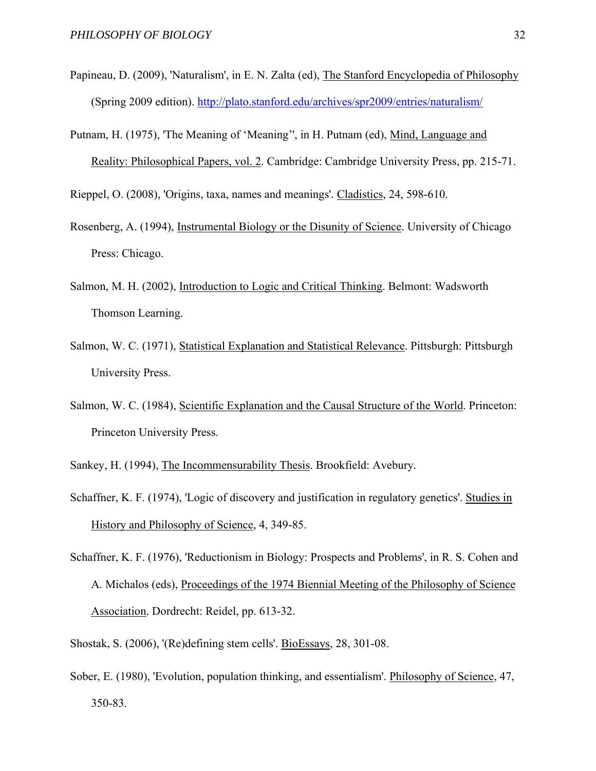Papineau, D. (2009), 'Naturalism', in E. N. Zalta (ed), The Stanford Encyclopedia of Philosophy (Spring 2009 edition). http://plato.stanford.edu/archives/spr2009/entries/naturalism/

Putnam, H. (1975), 'The Meaning of 'Meaning'', in H. Putnam (ed), Mind, Language and Reality: Philosophical Papers, vol. 2. Cambridge: Cambridge University Press, pp. 215-71.

Rieppel, O. (2008), 'Origins, taxa, names and meanings'. Cladistics, 24, 598-610.

Rosenberg, A. (1994), Instrumental Biology or the Disunity of Science. University of Chicago Press: Chicago.

Salmon, M. H. (2002), Introduction to Logic and Critical Thinking. Belmont: Wadsworth Thomson Learning.

Salmon, W. C. (1971), Statistical Explanation and Statistical Relevance. Pittsburgh: Pittsburgh University Press.

Salmon, W. C. (1984), Scientific Explanation and the Causal Structure of the World. Princeton: Princeton University Press.

Sankey, H. (1994), The Incommensurability Thesis. Brookfield: Avebury.

Schaffner, K. F. (1974), 'Logic of discovery and justification in regulatory genetics'. Studies in History and Philosophy of Science, 4, 349-85.

Schaffner, K. F. (1976), 'Reductionism in Biology: Prospects and Problems', in R. S. Cohen and A. Michalos (eds), Proceedings of the 1974 Biennial Meeting of the Philosophy of Science Association. Dordrecht: Reidel, pp. 613-32.

Shostak, S. (2006), '(Re)defining stem cells'. BioEssays, 28, 301-08.

Sober, E. (1980), 'Evolution, population thinking, and essentialism'. Philosophy of Science, 47, 350-83.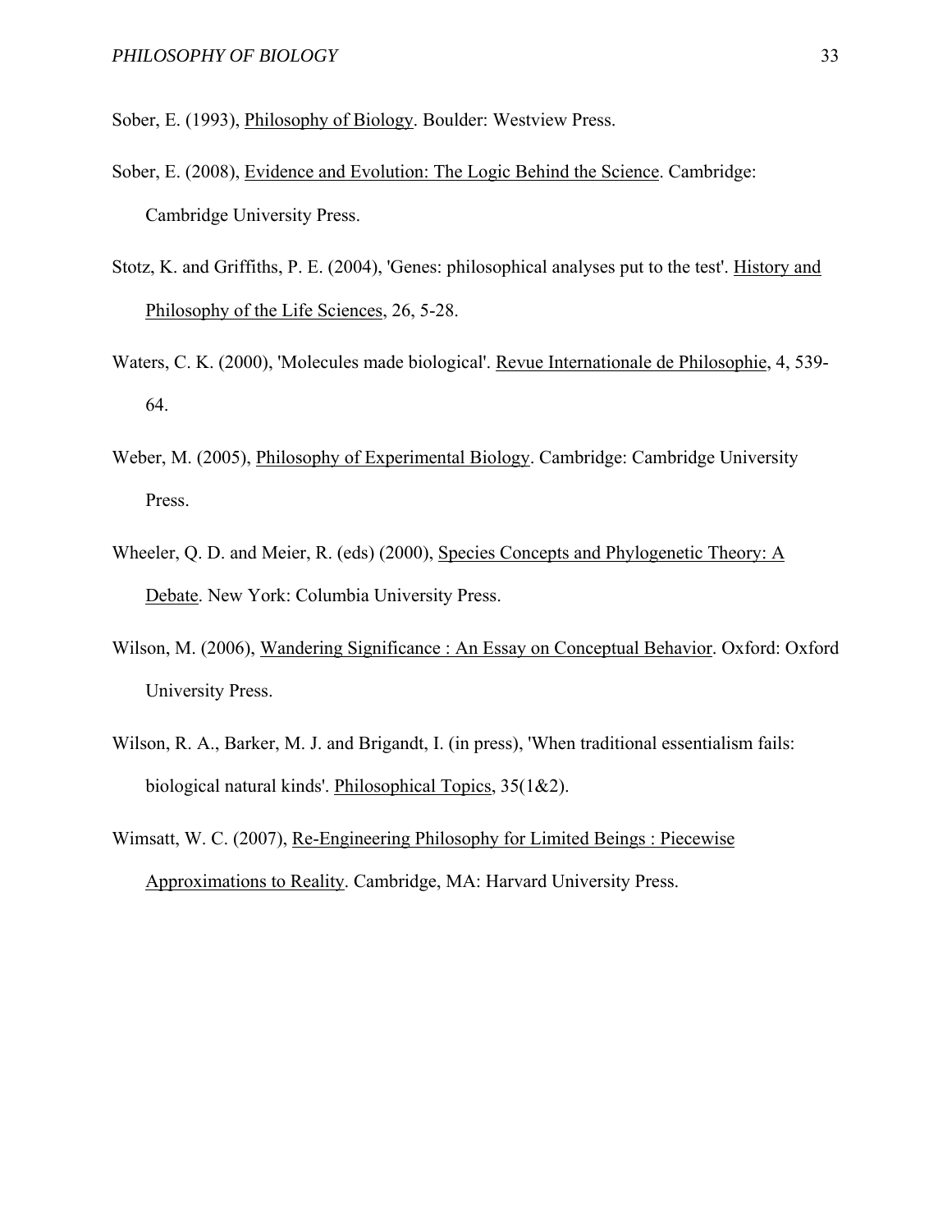Sober, E. (1993), Philosophy of Biology. Boulder: Westview Press.

Sober, E. (2008), Evidence and Evolution: The Logic Behind the Science. Cambridge: Cambridge University Press.

Stotz, K. and Griffiths, P. E. (2004), 'Genes: philosophical analyses put to the test'. History and Philosophy of the Life Sciences, 26, 5-28.

Waters, C. K. (2000), 'Molecules made biological'. Revue Internationale de Philosophie, 4, 539-64.

Weber, M. (2005), Philosophy of Experimental Biology. Cambridge: Cambridge University Press.

Wheeler, Q. D. and Meier, R. (eds) (2000), Species Concepts and Phylogenetic Theory: A Debate. New York: Columbia University Press.

Wilson, M. (2006), Wandering Significance : An Essay on Conceptual Behavior. Oxford: Oxford University Press.

Wilson, R. A., Barker, M. J. and Brigandt, I. (in press), 'When traditional essentialism fails: biological natural kinds'. Philosophical Topics, 35(1&2).

Wimsatt, W. C. (2007), Re-Engineering Philosophy for Limited Beings : Piecewise Approximations to Reality. Cambridge, MA: Harvard University Press.